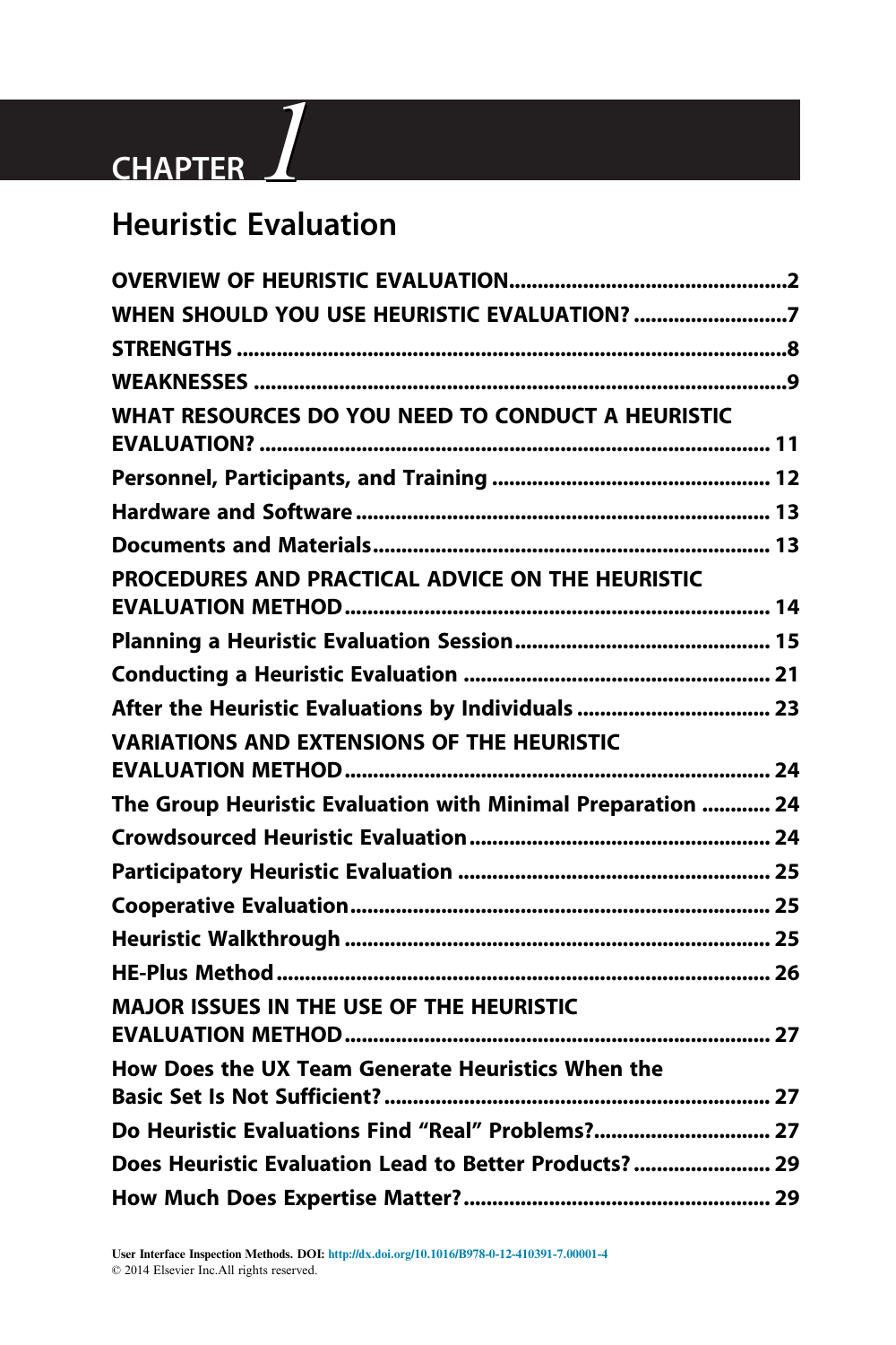# CHAPTER 1

## Heuristic Evaluation

**OVERVIEW OF HEURISTIC EVALUATION** .......... 2
**WHEN SHOULD YOU USE HEURISTIC EVALUATION?** .......... 7
**STRENGTHS** .......... 8
**WEAKNESSES** .......... 9
**WHAT RESOURCES DO YOU NEED TO CONDUCT A HEURISTIC EVALUATION?** .......... 11
**Personnel, Participants, and Training** .......... 12
**Hardware and Software** .......... 13
**Documents and Materials** .......... 13
**PROCEDURES AND PRACTICAL ADVICE ON THE HEURISTIC EVALUATION METHOD** .......... 14
**Planning a Heuristic Evaluation Session** .......... 15
**Conducting a Heuristic Evaluation** .......... 21
**After the Heuristic Evaluations by Individuals** .......... 23
**VARIATIONS AND EXTENSIONS OF THE HEURISTIC EVALUATION METHOD** .......... 24
**The Group Heuristic Evaluation with Minimal Preparation** .......... 24
**Crowdsourced Heuristic Evaluation** .......... 24
**Participatory Heuristic Evaluation** .......... 25
**Cooperative Evaluation** .......... 25
**Heuristic Walkthrough** .......... 25
**HE-Plus Method** .......... 26
**MAJOR ISSUES IN THE USE OF THE HEURISTIC EVALUATION METHOD** .......... 27
**How Does the UX Team Generate Heuristics When the Basic Set Is Not Sufficient?** .......... 27
**Do Heuristic Evaluations Find "Real" Problems?** .......... 27
**Does Heuristic Evaluation Lead to Better Products?** .......... 29
**How Much Does Expertise Matter?** .......... 29

User Interface Inspection Methods. DOI: http://dx.doi.org/10.1016/B978-0-12-410391-7.00001-4
© 2014 Elsevier Inc.All rights reserved.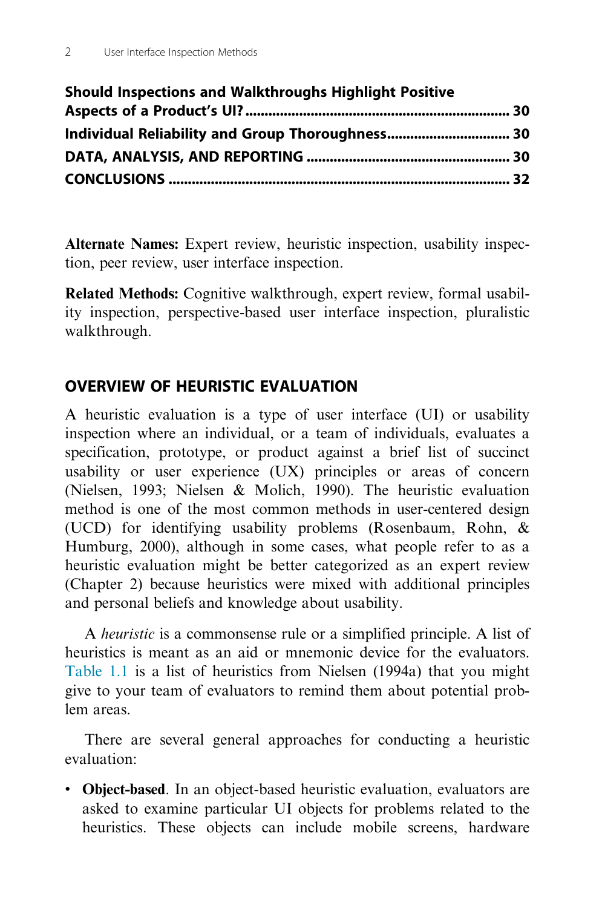**Should Inspections and Walkthroughs Highlight Positive Aspects of a Product's UI?** .................................................................... **30**
**Individual Reliability and Group Thoroughness** ................................ **30**
**DATA, ANALYSIS, AND REPORTING** ................................................. **30**
**CONCLUSIONS** ....................................................................................... **32**

**Alternate Names:** Expert review, heuristic inspection, usability inspection, peer review, user interface inspection.

**Related Methods:** Cognitive walkthrough, expert review, formal usability inspection, perspective-based user interface inspection, pluralistic walkthrough.

## OVERVIEW OF HEURISTIC EVALUATION

A heuristic evaluation is a type of user interface (UI) or usability inspection where an individual, or a team of individuals, evaluates a specification, prototype, or product against a brief list of succinct usability or user experience (UX) principles or areas of concern (Nielsen, 1993; Nielsen & Molich, 1990). The heuristic evaluation method is one of the most common methods in user-centered design (UCD) for identifying usability problems (Rosenbaum, Rohn, & Humburg, 2000), although in some cases, what people refer to as a heuristic evaluation might be better categorized as an expert review (Chapter 2) because heuristics were mixed with additional principles and personal beliefs and knowledge about usability.

A *heuristic* is a commonsense rule or a simplified principle. A list of heuristics is meant as an aid or mnemonic device for the evaluators. Table 1.1 is a list of heuristics from Nielsen (1994a) that you might give to your team of evaluators to remind them about potential problem areas.

There are several general approaches for conducting a heuristic evaluation:

- **Object-based**. In an object-based heuristic evaluation, evaluators are asked to examine particular UI objects for problems related to the heuristics. These objects can include mobile screens, hardware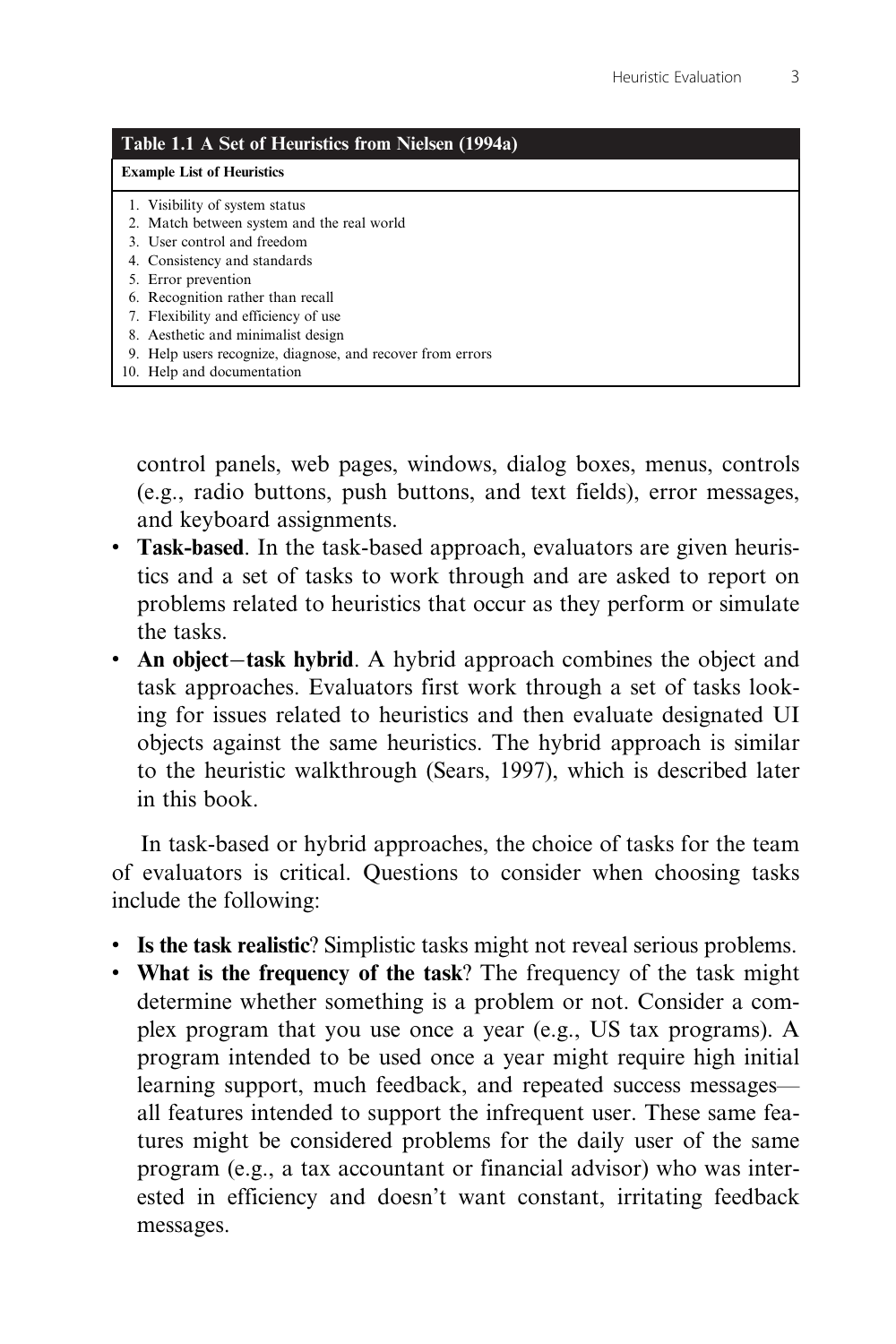| Table 1.1 A Set of Heuristics from Nielsen (1994a) |
| --- |
| **Example List of Heuristics** |
| 1. Visibility of system status |
| 2. Match between system and the real world |
| 3. User control and freedom |
| 4. Consistency and standards |
| 5. Error prevention |
| 6. Recognition rather than recall |
| 7. Flexibility and efficiency of use |
| 8. Aesthetic and minimalist design |
| 9. Help users recognize, diagnose, and recover from errors |
| 10. Help and documentation |

control panels, web pages, windows, dialog boxes, menus, controls (e.g., radio buttons, push buttons, and text fields), error messages, and keyboard assignments.

- **Task-based**. In the task-based approach, evaluators are given heuristics and a set of tasks to work through and are asked to report on problems related to heuristics that occur as they perform or simulate the tasks.
- **An object–task hybrid**. A hybrid approach combines the object and task approaches. Evaluators first work through a set of tasks looking for issues related to heuristics and then evaluate designated UI objects against the same heuristics. The hybrid approach is similar to the heuristic walkthrough (Sears, 1997), which is described later in this book.

In task-based or hybrid approaches, the choice of tasks for the team of evaluators is critical. Questions to consider when choosing tasks include the following:

- **Is the task realistic**? Simplistic tasks might not reveal serious problems.
- **What is the frequency of the task**? The frequency of the task might determine whether something is a problem or not. Consider a complex program that you use once a year (e.g., US tax programs). A program intended to be used once a year might require high initial learning support, much feedback, and repeated success messages—all features intended to support the infrequent user. These same features might be considered problems for the daily user of the same program (e.g., a tax accountant or financial advisor) who was interested in efficiency and doesn't want constant, irritating feedback messages.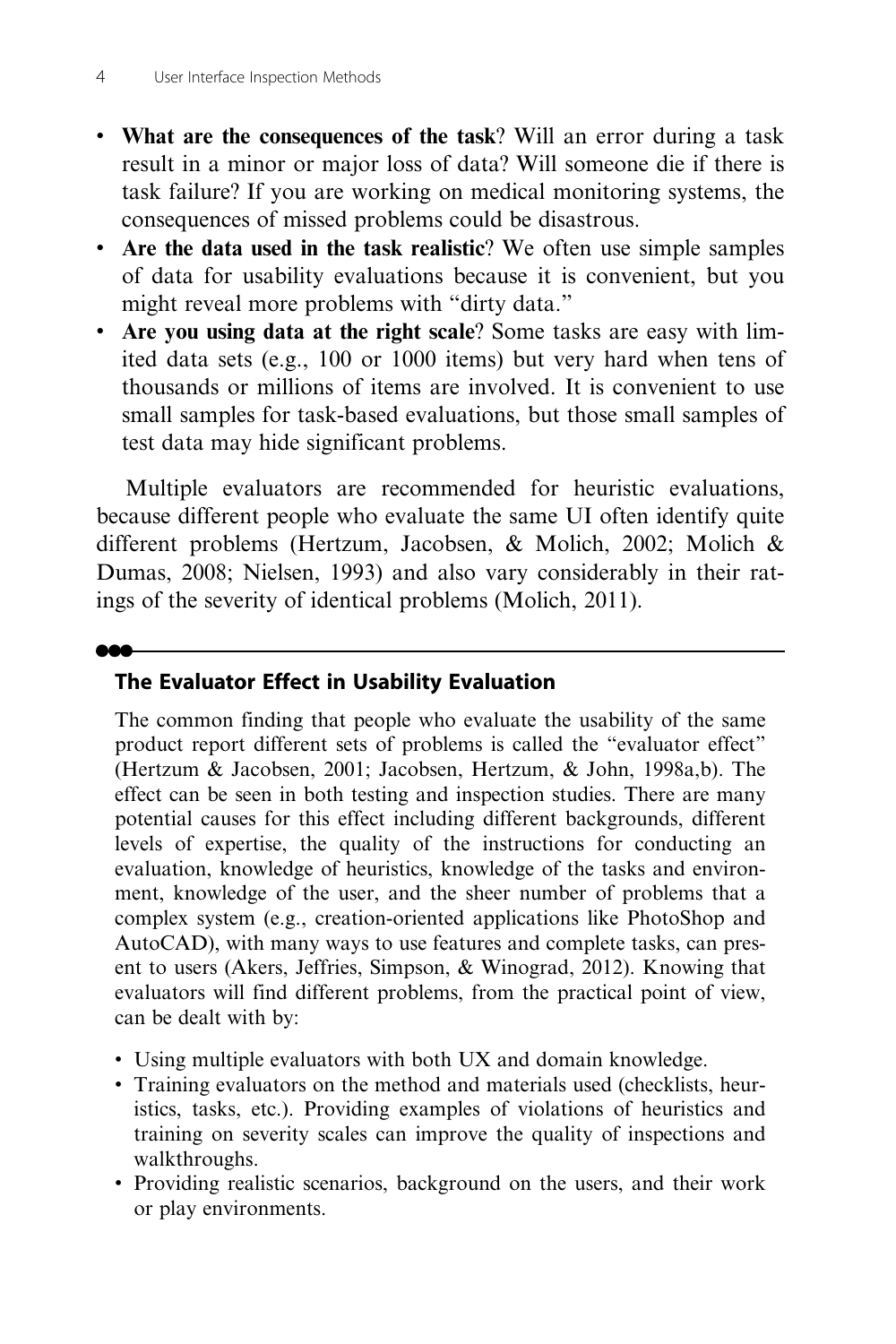- **What are the consequences of the task**? Will an error during a task result in a minor or major loss of data? Will someone die if there is task failure? If you are working on medical monitoring systems, the consequences of missed problems could be disastrous.
- **Are the data used in the task realistic**? We often use simple samples of data for usability evaluations because it is convenient, but you might reveal more problems with "dirty data."
- **Are you using data at the right scale**? Some tasks are easy with limited data sets (e.g., 100 or 1000 items) but very hard when tens of thousands or millions of items are involved. It is convenient to use small samples for task-based evaluations, but those small samples of test data may hide significant problems.

Multiple evaluators are recommended for heuristic evaluations, because different people who evaluate the same UI often identify quite different problems (Hertzum, Jacobsen, & Molich, 2002; Molich & Dumas, 2008; Nielsen, 1993) and also vary considerably in their ratings of the severity of identical problems (Molich, 2011).

### The Evaluator Effect in Usability Evaluation

The common finding that people who evaluate the usability of the same product report different sets of problems is called the "evaluator effect" (Hertzum & Jacobsen, 2001; Jacobsen, Hertzum, & John, 1998a,b). The effect can be seen in both testing and inspection studies. There are many potential causes for this effect including different backgrounds, different levels of expertise, the quality of the instructions for conducting an evaluation, knowledge of heuristics, knowledge of the tasks and environment, knowledge of the user, and the sheer number of problems that a complex system (e.g., creation-oriented applications like PhotoShop and AutoCAD), with many ways to use features and complete tasks, can present to users (Akers, Jeffries, Simpson, & Winograd, 2012). Knowing that evaluators will find different problems, from the practical point of view, can be dealt with by:

- Using multiple evaluators with both UX and domain knowledge.
- Training evaluators on the method and materials used (checklists, heuristics, tasks, etc.). Providing examples of violations of heuristics and training on severity scales can improve the quality of inspections and walkthroughs.
- Providing realistic scenarios, background on the users, and their work or play environments.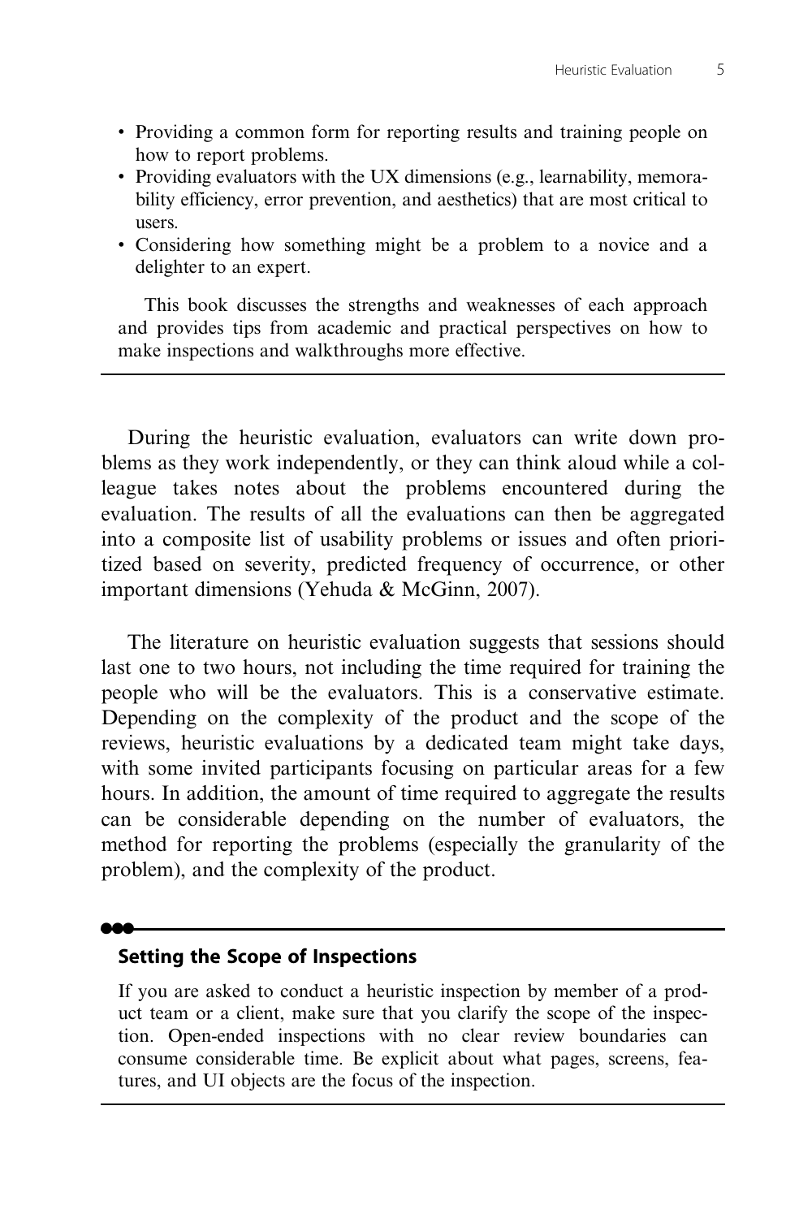- Providing a common form for reporting results and training people on how to report problems.
- Providing evaluators with the UX dimensions (e.g., learnability, memorability efficiency, error prevention, and aesthetics) that are most critical to users.
- Considering how something might be a problem to a novice and a delighter to an expert.

This book discusses the strengths and weaknesses of each approach and provides tips from academic and practical perspectives on how to make inspections and walkthroughs more effective.

---

During the heuristic evaluation, evaluators can write down problems as they work independently, or they can think aloud while a colleague takes notes about the problems encountered during the evaluation. The results of all the evaluations can then be aggregated into a composite list of usability problems or issues and often prioritized based on severity, predicted frequency of occurrence, or other important dimensions (Yehuda & McGinn, 2007).

The literature on heuristic evaluation suggests that sessions should last one to two hours, not including the time required for training the people who will be the evaluators. This is a conservative estimate. Depending on the complexity of the product and the scope of the reviews, heuristic evaluations by a dedicated team might take days, with some invited participants focusing on particular areas for a few hours. In addition, the amount of time required to aggregate the results can be considerable depending on the number of evaluators, the method for reporting the problems (especially the granularity of the problem), and the complexity of the product.

---

### Setting the Scope of Inspections

If you are asked to conduct a heuristic inspection by member of a product team or a client, make sure that you clarify the scope of the inspection. Open-ended inspections with no clear review boundaries can consume considerable time. Be explicit about what pages, screens, features, and UI objects are the focus of the inspection.

---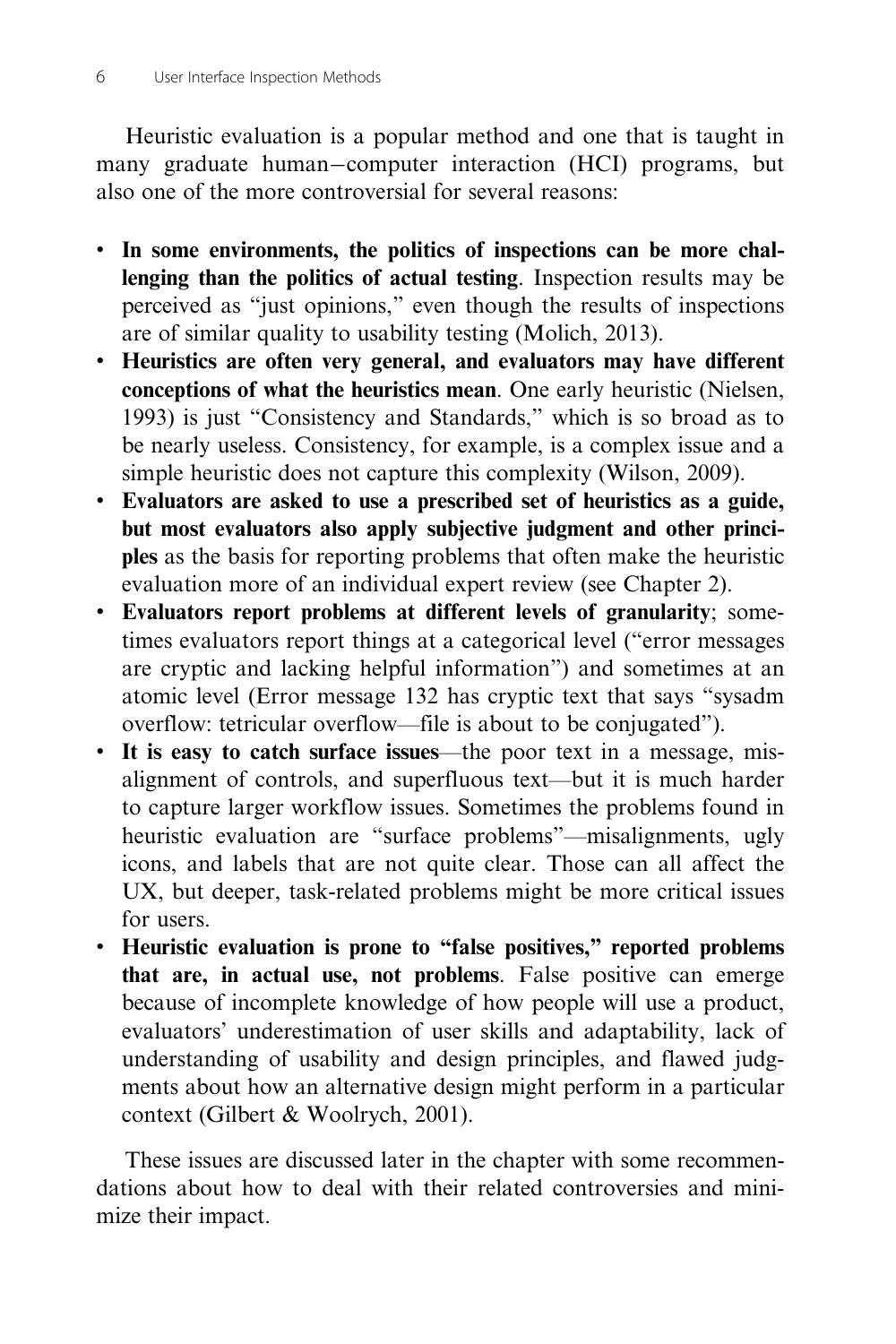Heuristic evaluation is a popular method and one that is taught in many graduate human–computer interaction (HCI) programs, but also one of the more controversial for several reasons:

- **In some environments, the politics of inspections can be more challenging than the politics of actual testing**. Inspection results may be perceived as "just opinions," even though the results of inspections are of similar quality to usability testing (Molich, 2013).
- **Heuristics are often very general, and evaluators may have different conceptions of what the heuristics mean**. One early heuristic (Nielsen, 1993) is just "Consistency and Standards," which is so broad as to be nearly useless. Consistency, for example, is a complex issue and a simple heuristic does not capture this complexity (Wilson, 2009).
- **Evaluators are asked to use a prescribed set of heuristics as a guide, but most evaluators also apply subjective judgment and other principles** as the basis for reporting problems that often make the heuristic evaluation more of an individual expert review (see Chapter 2).
- **Evaluators report problems at different levels of granularity**; sometimes evaluators report things at a categorical level ("error messages are cryptic and lacking helpful information") and sometimes at an atomic level (Error message 132 has cryptic text that says "sysadm overflow: tetricular overflow—file is about to be conjugated").
- **It is easy to catch surface issues**—the poor text in a message, misalignment of controls, and superfluous text—but it is much harder to capture larger workflow issues. Sometimes the problems found in heuristic evaluation are "surface problems"—misalignments, ugly icons, and labels that are not quite clear. Those can all affect the UX, but deeper, task-related problems might be more critical issues for users.
- **Heuristic evaluation is prone to "false positives," reported problems that are, in actual use, not problems**. False positive can emerge because of incomplete knowledge of how people will use a product, evaluators' underestimation of user skills and adaptability, lack of understanding of usability and design principles, and flawed judgments about how an alternative design might perform in a particular context (Gilbert & Woolrych, 2001).

These issues are discussed later in the chapter with some recommendations about how to deal with their related controversies and minimize their impact.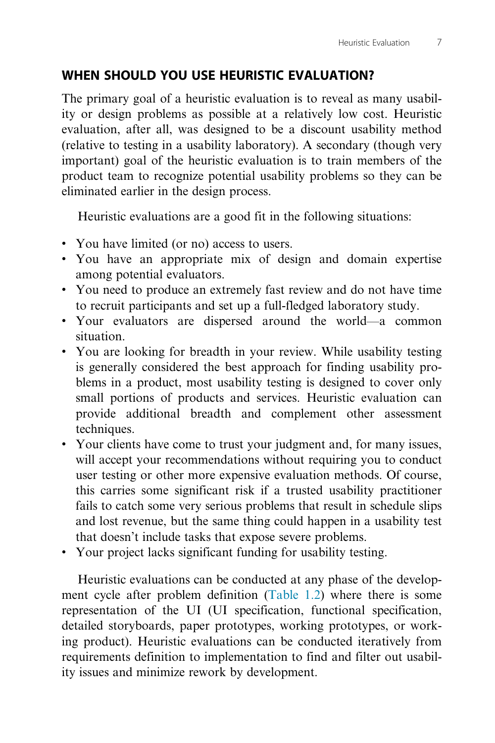## WHEN SHOULD YOU USE HEURISTIC EVALUATION?

The primary goal of a heuristic evaluation is to reveal as many usability or design problems as possible at a relatively low cost. Heuristic evaluation, after all, was designed to be a discount usability method (relative to testing in a usability laboratory). A secondary (though very important) goal of the heuristic evaluation is to train members of the product team to recognize potential usability problems so they can be eliminated earlier in the design process.

Heuristic evaluations are a good fit in the following situations:

- You have limited (or no) access to users.
- You have an appropriate mix of design and domain expertise among potential evaluators.
- You need to produce an extremely fast review and do not have time to recruit participants and set up a full-fledged laboratory study.
- Your evaluators are dispersed around the world—a common situation.
- You are looking for breadth in your review. While usability testing is generally considered the best approach for finding usability problems in a product, most usability testing is designed to cover only small portions of products and services. Heuristic evaluation can provide additional breadth and complement other assessment techniques.
- Your clients have come to trust your judgment and, for many issues, will accept your recommendations without requiring you to conduct user testing or other more expensive evaluation methods. Of course, this carries some significant risk if a trusted usability practitioner fails to catch some very serious problems that result in schedule slips and lost revenue, but the same thing could happen in a usability test that doesn't include tasks that expose severe problems.
- Your project lacks significant funding for usability testing.

Heuristic evaluations can be conducted at any phase of the development cycle after problem definition (Table 1.2) where there is some representation of the UI (UI specification, functional specification, detailed storyboards, paper prototypes, working prototypes, or working product). Heuristic evaluations can be conducted iteratively from requirements definition to implementation to find and filter out usability issues and minimize rework by development.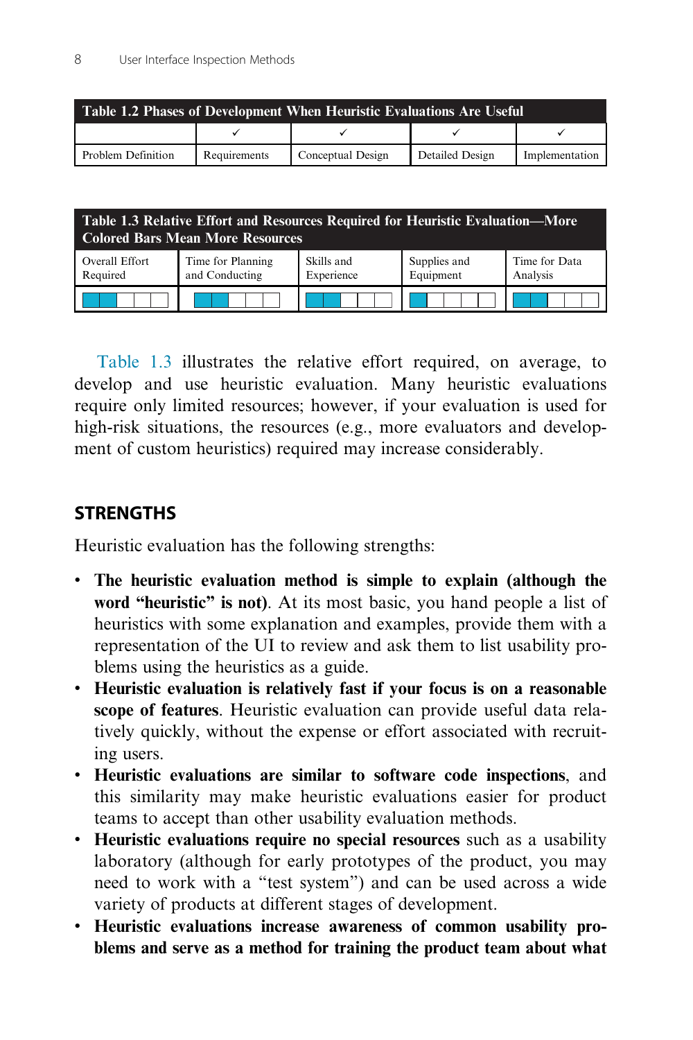**Table 1.2 Phases of Development When Heuristic Evaluations Are Useful**

| Problem Definition | Requirements | Conceptual Design | Detailed Design | Implementation |
|---|---|---|---|---|
| | ✓ | ✓ | ✓ | ✓ |

**Table 1.3 Relative Effort and Resources Required for Heuristic Evaluation—More Colored Bars Mean More Resources**

| Overall Effort Required | Time for Planning and Conducting | Skills and Experience | Supplies and Equipment | Time for Data Analysis |
|---|---|---|---|---|
| ■■□□□ | ■■□□□ | ■■□□□ | ■□□□□ | ■■□□□ |

Table 1.3 illustrates the relative effort required, on average, to develop and use heuristic evaluation. Many heuristic evaluations require only limited resources; however, if your evaluation is used for high-risk situations, the resources (e.g., more evaluators and development of custom heuristics) required may increase considerably.

## STRENGTHS

Heuristic evaluation has the following strengths:

- **The heuristic evaluation method is simple to explain (although the word "heuristic" is not)**. At its most basic, you hand people a list of heuristics with some explanation and examples, provide them with a representation of the UI to review and ask them to list usability problems using the heuristics as a guide.
- **Heuristic evaluation is relatively fast if your focus is on a reasonable scope of features**. Heuristic evaluation can provide useful data relatively quickly, without the expense or effort associated with recruiting users.
- **Heuristic evaluations are similar to software code inspections**, and this similarity may make heuristic evaluations easier for product teams to accept than other usability evaluation methods.
- **Heuristic evaluations require no special resources** such as a usability laboratory (although for early prototypes of the product, you may need to work with a "test system") and can be used across a wide variety of products at different stages of development.
- **Heuristic evaluations increase awareness of common usability problems and serve as a method for training the product team about what**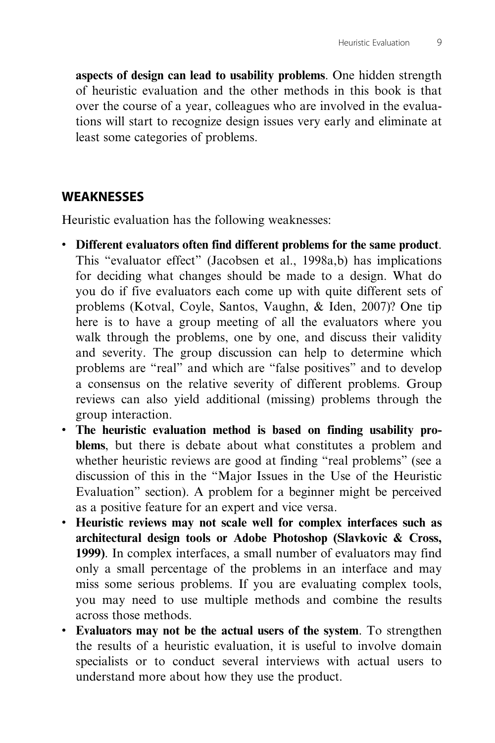**aspects of design can lead to usability problems**. One hidden strength of heuristic evaluation and the other methods in this book is that over the course of a year, colleagues who are involved in the evaluations will start to recognize design issues very early and eliminate at least some categories of problems.

## WEAKNESSES

Heuristic evaluation has the following weaknesses:

- **Different evaluators often find different problems for the same product**. This "evaluator effect" (Jacobsen et al., 1998a,b) has implications for deciding what changes should be made to a design. What do you do if five evaluators each come up with quite different sets of problems (Kotval, Coyle, Santos, Vaughn, & Iden, 2007)? One tip here is to have a group meeting of all the evaluators where you walk through the problems, one by one, and discuss their validity and severity. The group discussion can help to determine which problems are "real" and which are "false positives" and to develop a consensus on the relative severity of different problems. Group reviews can also yield additional (missing) problems through the group interaction.
- **The heuristic evaluation method is based on finding usability problems**, but there is debate about what constitutes a problem and whether heuristic reviews are good at finding "real problems" (see a discussion of this in the "Major Issues in the Use of the Heuristic Evaluation" section). A problem for a beginner might be perceived as a positive feature for an expert and vice versa.
- **Heuristic reviews may not scale well for complex interfaces such as architectural design tools or Adobe Photoshop (Slavkovic & Cross, 1999)**. In complex interfaces, a small number of evaluators may find only a small percentage of the problems in an interface and may miss some serious problems. If you are evaluating complex tools, you may need to use multiple methods and combine the results across those methods.
- **Evaluators may not be the actual users of the system**. To strengthen the results of a heuristic evaluation, it is useful to involve domain specialists or to conduct several interviews with actual users to understand more about how they use the product.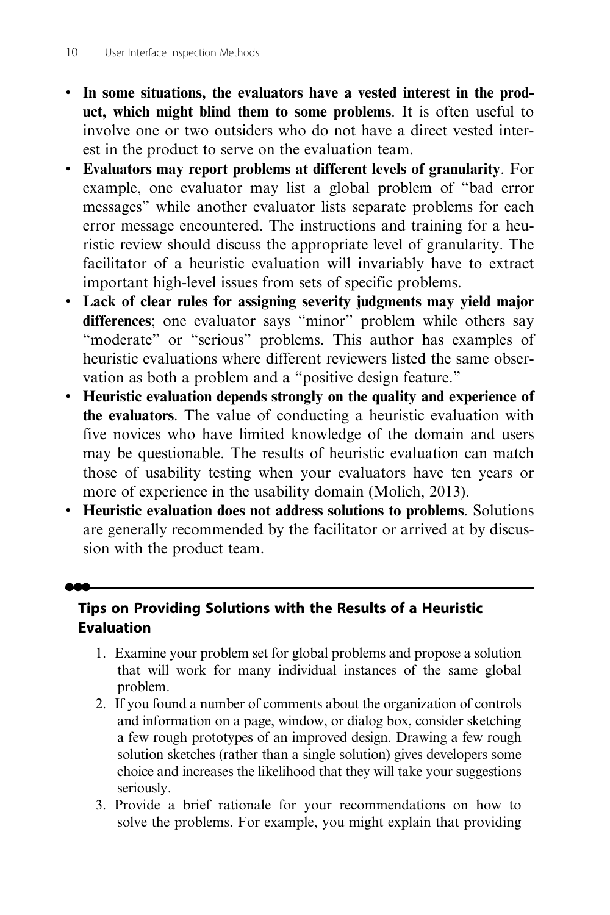- **In some situations, the evaluators have a vested interest in the product, which might blind them to some problems**. It is often useful to involve one or two outsiders who do not have a direct vested interest in the product to serve on the evaluation team.
- **Evaluators may report problems at different levels of granularity**. For example, one evaluator may list a global problem of "bad error messages" while another evaluator lists separate problems for each error message encountered. The instructions and training for a heuristic review should discuss the appropriate level of granularity. The facilitator of a heuristic evaluation will invariably have to extract important high-level issues from sets of specific problems.
- **Lack of clear rules for assigning severity judgments may yield major differences**; one evaluator says "minor" problem while others say "moderate" or "serious" problems. This author has examples of heuristic evaluations where different reviewers listed the same observation as both a problem and a "positive design feature."
- **Heuristic evaluation depends strongly on the quality and experience of the evaluators**. The value of conducting a heuristic evaluation with five novices who have limited knowledge of the domain and users may be questionable. The results of heuristic evaluation can match those of usability testing when your evaluators have ten years or more of experience in the usability domain (Molich, 2013).
- **Heuristic evaluation does not address solutions to problems**. Solutions are generally recommended by the facilitator or arrived at by discussion with the product team.

---

### Tips on Providing Solutions with the Results of a Heuristic Evaluation

1. Examine your problem set for global problems and propose a solution that will work for many individual instances of the same global problem.
2. If you found a number of comments about the organization of controls and information on a page, window, or dialog box, consider sketching a few rough prototypes of an improved design. Drawing a few rough solution sketches (rather than a single solution) gives developers some choice and increases the likelihood that they will take your suggestions seriously.
3. Provide a brief rationale for your recommendations on how to solve the problems. For example, you might explain that providing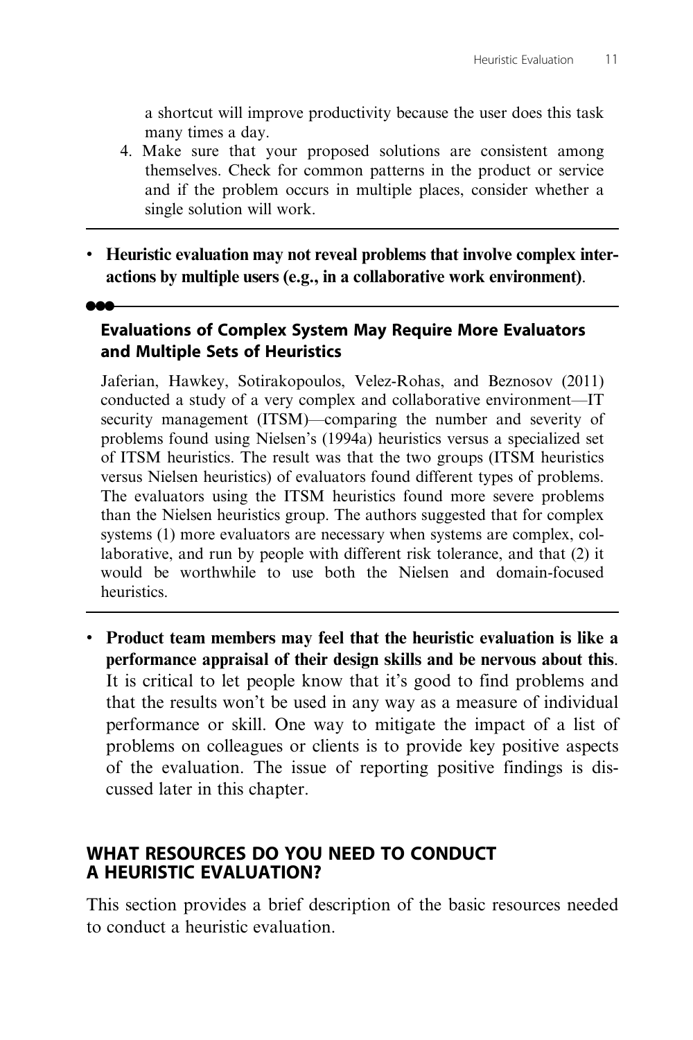a shortcut will improve productivity because the user does this task many times a day.

4. Make sure that your proposed solutions are consistent among themselves. Check for common patterns in the product or service and if the problem occurs in multiple places, consider whether a single solution will work.

---

- **Heuristic evaluation may not reveal problems that involve complex interactions by multiple users (e.g., in a collaborative work environment)**.

---

### Evaluations of Complex System May Require More Evaluators and Multiple Sets of Heuristics

Jaferian, Hawkey, Sotirakopoulos, Velez-Rohas, and Beznosov (2011) conducted a study of a very complex and collaborative environment—IT security management (ITSM)—comparing the number and severity of problems found using Nielsen's (1994a) heuristics versus a specialized set of ITSM heuristics. The result was that the two groups (ITSM heuristics versus Nielsen heuristics) of evaluators found different types of problems. The evaluators using the ITSM heuristics found more severe problems than the Nielsen heuristics group. The authors suggested that for complex systems (1) more evaluators are necessary when systems are complex, collaborative, and run by people with different risk tolerance, and that (2) it would be worthwhile to use both the Nielsen and domain-focused heuristics.

---

- **Product team members may feel that the heuristic evaluation is like a performance appraisal of their design skills and be nervous about this**. It is critical to let people know that it's good to find problems and that the results won't be used in any way as a measure of individual performance or skill. One way to mitigate the impact of a list of problems on colleagues or clients is to provide key positive aspects of the evaluation. The issue of reporting positive findings is discussed later in this chapter.

## WHAT RESOURCES DO YOU NEED TO CONDUCT A HEURISTIC EVALUATION?

This section provides a brief description of the basic resources needed to conduct a heuristic evaluation.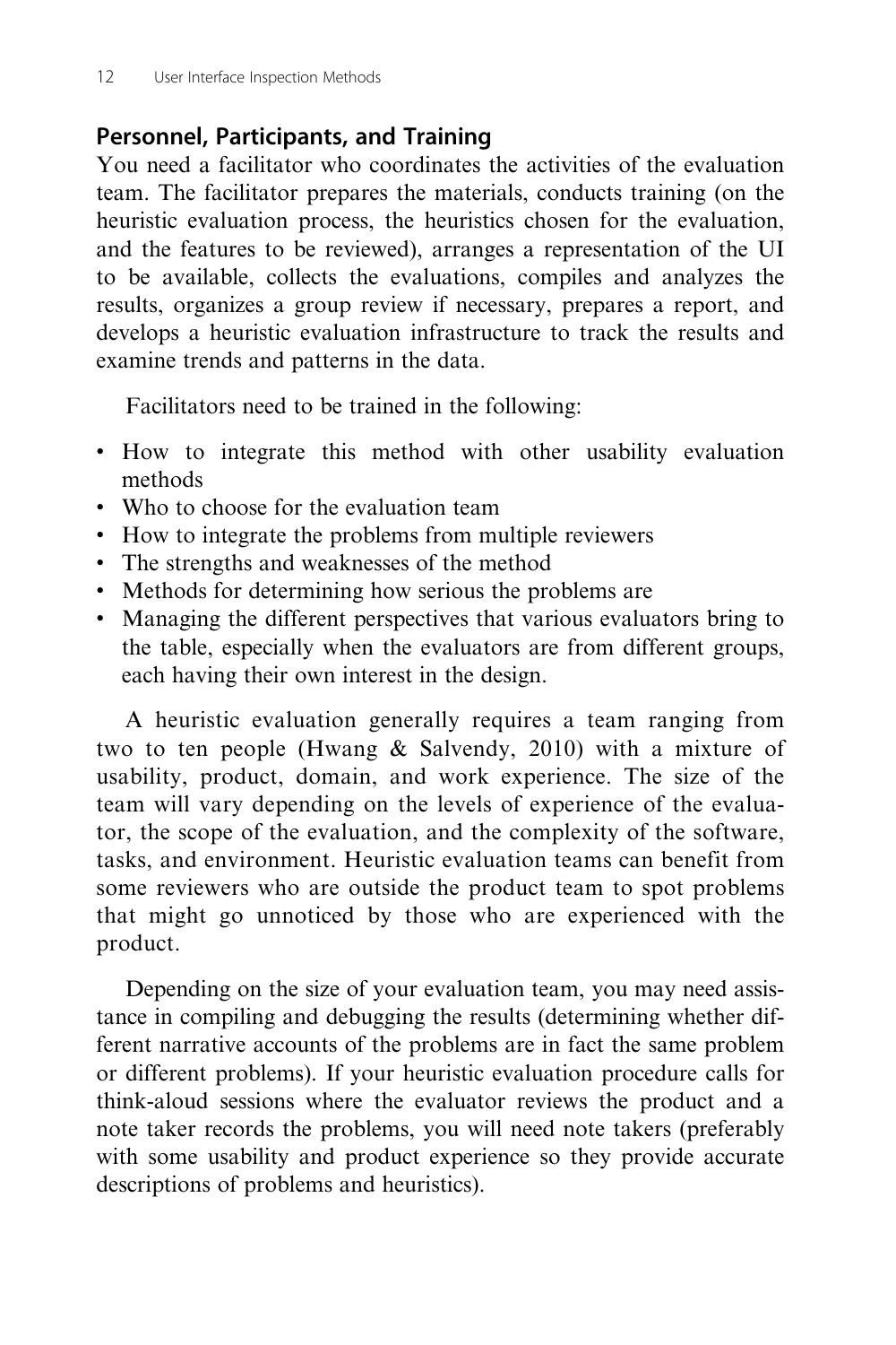## Personnel, Participants, and Training

You need a facilitator who coordinates the activities of the evaluation team. The facilitator prepares the materials, conducts training (on the heuristic evaluation process, the heuristics chosen for the evaluation, and the features to be reviewed), arranges a representation of the UI to be available, collects the evaluations, compiles and analyzes the results, organizes a group review if necessary, prepares a report, and develops a heuristic evaluation infrastructure to track the results and examine trends and patterns in the data.

Facilitators need to be trained in the following:

- How to integrate this method with other usability evaluation methods
- Who to choose for the evaluation team
- How to integrate the problems from multiple reviewers
- The strengths and weaknesses of the method
- Methods for determining how serious the problems are
- Managing the different perspectives that various evaluators bring to the table, especially when the evaluators are from different groups, each having their own interest in the design.

A heuristic evaluation generally requires a team ranging from two to ten people (Hwang & Salvendy, 2010) with a mixture of usability, product, domain, and work experience. The size of the team will vary depending on the levels of experience of the evaluator, the scope of the evaluation, and the complexity of the software, tasks, and environment. Heuristic evaluation teams can benefit from some reviewers who are outside the product team to spot problems that might go unnoticed by those who are experienced with the product.

Depending on the size of your evaluation team, you may need assistance in compiling and debugging the results (determining whether different narrative accounts of the problems are in fact the same problem or different problems). If your heuristic evaluation procedure calls for think-aloud sessions where the evaluator reviews the product and a note taker records the problems, you will need note takers (preferably with some usability and product experience so they provide accurate descriptions of problems and heuristics).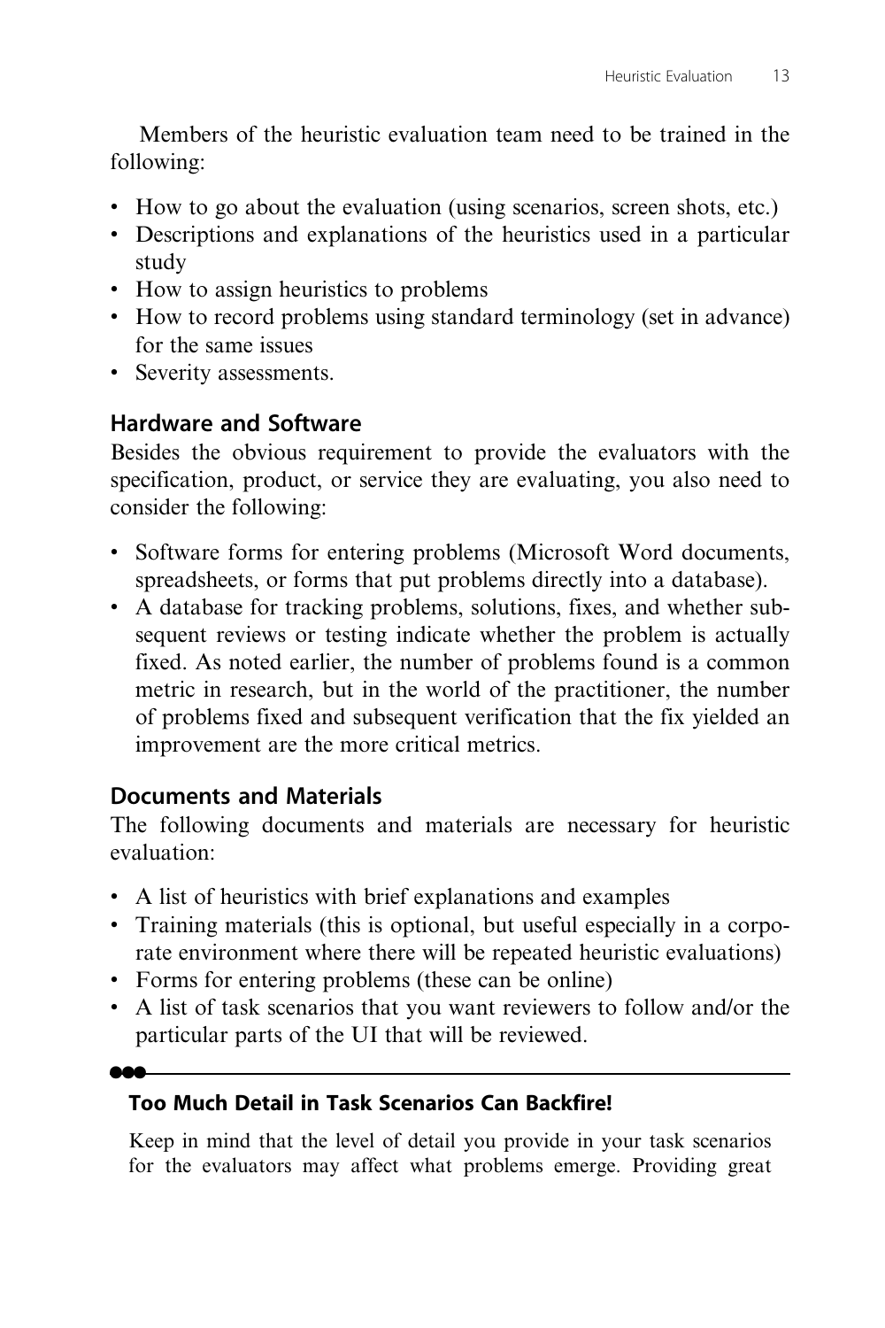Members of the heuristic evaluation team need to be trained in the following:

- How to go about the evaluation (using scenarios, screen shots, etc.)
- Descriptions and explanations of the heuristics used in a particular study
- How to assign heuristics to problems
- How to record problems using standard terminology (set in advance) for the same issues
- Severity assessments.

### Hardware and Software

Besides the obvious requirement to provide the evaluators with the specification, product, or service they are evaluating, you also need to consider the following:

- Software forms for entering problems (Microsoft Word documents, spreadsheets, or forms that put problems directly into a database).
- A database for tracking problems, solutions, fixes, and whether subsequent reviews or testing indicate whether the problem is actually fixed. As noted earlier, the number of problems found is a common metric in research, but in the world of the practitioner, the number of problems fixed and subsequent verification that the fix yielded an improvement are the more critical metrics.

### Documents and Materials

The following documents and materials are necessary for heuristic evaluation:

- A list of heuristics with brief explanations and examples
- Training materials (this is optional, but useful especially in a corporate environment where there will be repeated heuristic evaluations)
- Forms for entering problems (these can be online)
- A list of task scenarios that you want reviewers to follow and/or the particular parts of the UI that will be reviewed.

---

#### Too Much Detail in Task Scenarios Can Backfire!

Keep in mind that the level of detail you provide in your task scenarios for the evaluators may affect what problems emerge. Providing great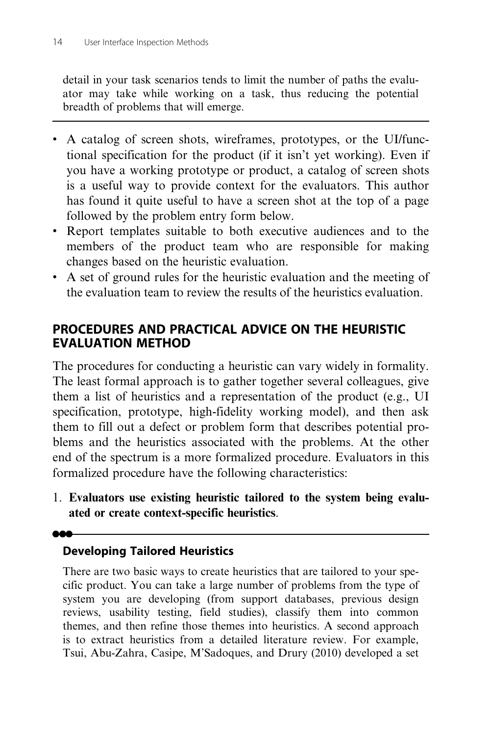detail in your task scenarios tends to limit the number of paths the evaluator may take while working on a task, thus reducing the potential breadth of problems that will emerge.

---

- A catalog of screen shots, wireframes, prototypes, or the UI/functional specification for the product (if it isn't yet working). Even if you have a working prototype or product, a catalog of screen shots is a useful way to provide context for the evaluators. This author has found it quite useful to have a screen shot at the top of a page followed by the problem entry form below.
- Report templates suitable to both executive audiences and to the members of the product team who are responsible for making changes based on the heuristic evaluation.
- A set of ground rules for the heuristic evaluation and the meeting of the evaluation team to review the results of the heuristics evaluation.

## PROCEDURES AND PRACTICAL ADVICE ON THE HEURISTIC EVALUATION METHOD

The procedures for conducting a heuristic can vary widely in formality. The least formal approach is to gather together several colleagues, give them a list of heuristics and a representation of the product (e.g., UI specification, prototype, high-fidelity working model), and then ask them to fill out a defect or problem form that describes potential problems and the heuristics associated with the problems. At the other end of the spectrum is a more formalized procedure. Evaluators in this formalized procedure have the following characteristics:

1. **Evaluators use existing heuristic tailored to the system being evaluated or create context-specific heuristics**.

---

### Developing Tailored Heuristics

There are two basic ways to create heuristics that are tailored to your specific product. You can take a large number of problems from the type of system you are developing (from support databases, previous design reviews, usability testing, field studies), classify them into common themes, and then refine those themes into heuristics. A second approach is to extract heuristics from a detailed literature review. For example, Tsui, Abu-Zahra, Casipe, M'Sadoques, and Drury (2010) developed a set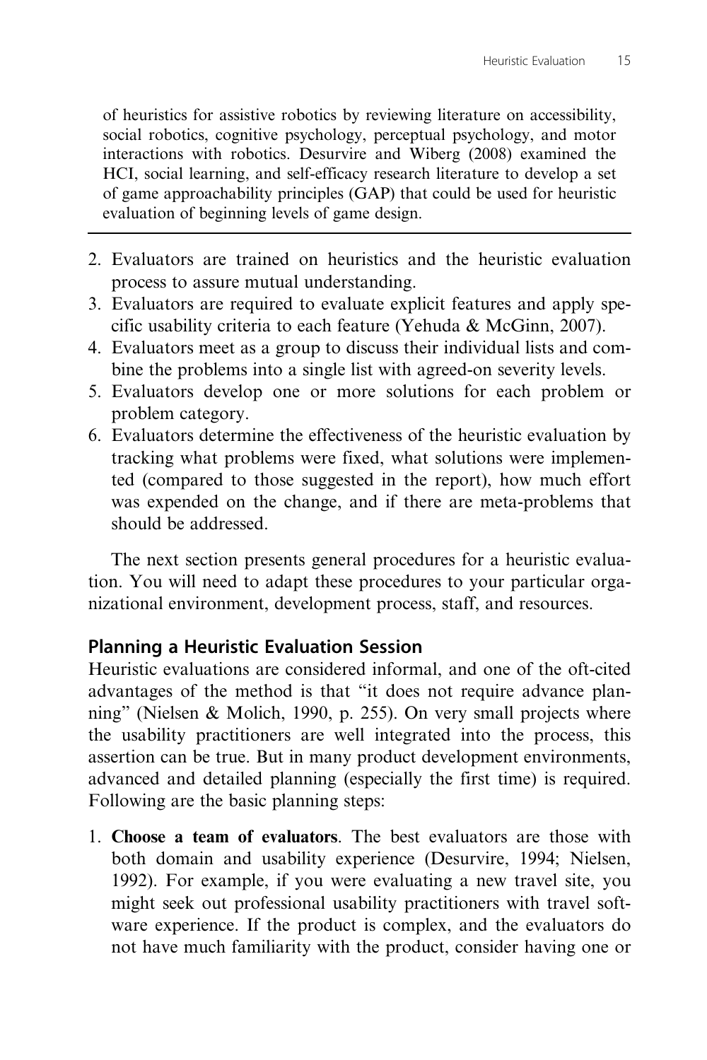of heuristics for assistive robotics by reviewing literature on accessibility, social robotics, cognitive psychology, perceptual psychology, and motor interactions with robotics. Desurvire and Wiberg (2008) examined the HCI, social learning, and self-efficacy research literature to develop a set of game approachability principles (GAP) that could be used for heuristic evaluation of beginning levels of game design.

---

2. Evaluators are trained on heuristics and the heuristic evaluation process to assure mutual understanding.
3. Evaluators are required to evaluate explicit features and apply specific usability criteria to each feature (Yehuda & McGinn, 2007).
4. Evaluators meet as a group to discuss their individual lists and combine the problems into a single list with agreed-on severity levels.
5. Evaluators develop one or more solutions for each problem or problem category.
6. Evaluators determine the effectiveness of the heuristic evaluation by tracking what problems were fixed, what solutions were implemented (compared to those suggested in the report), how much effort was expended on the change, and if there are meta-problems that should be addressed.

The next section presents general procedures for a heuristic evaluation. You will need to adapt these procedures to your particular organizational environment, development process, staff, and resources.

## Planning a Heuristic Evaluation Session

Heuristic evaluations are considered informal, and one of the oft-cited advantages of the method is that "it does not require advance planning" (Nielsen & Molich, 1990, p. 255). On very small projects where the usability practitioners are well integrated into the process, this assertion can be true. But in many product development environments, advanced and detailed planning (especially the first time) is required. Following are the basic planning steps:

1. **Choose a team of evaluators**. The best evaluators are those with both domain and usability experience (Desurvire, 1994; Nielsen, 1992). For example, if you were evaluating a new travel site, you might seek out professional usability practitioners with travel software experience. If the product is complex, and the evaluators do not have much familiarity with the product, consider having one or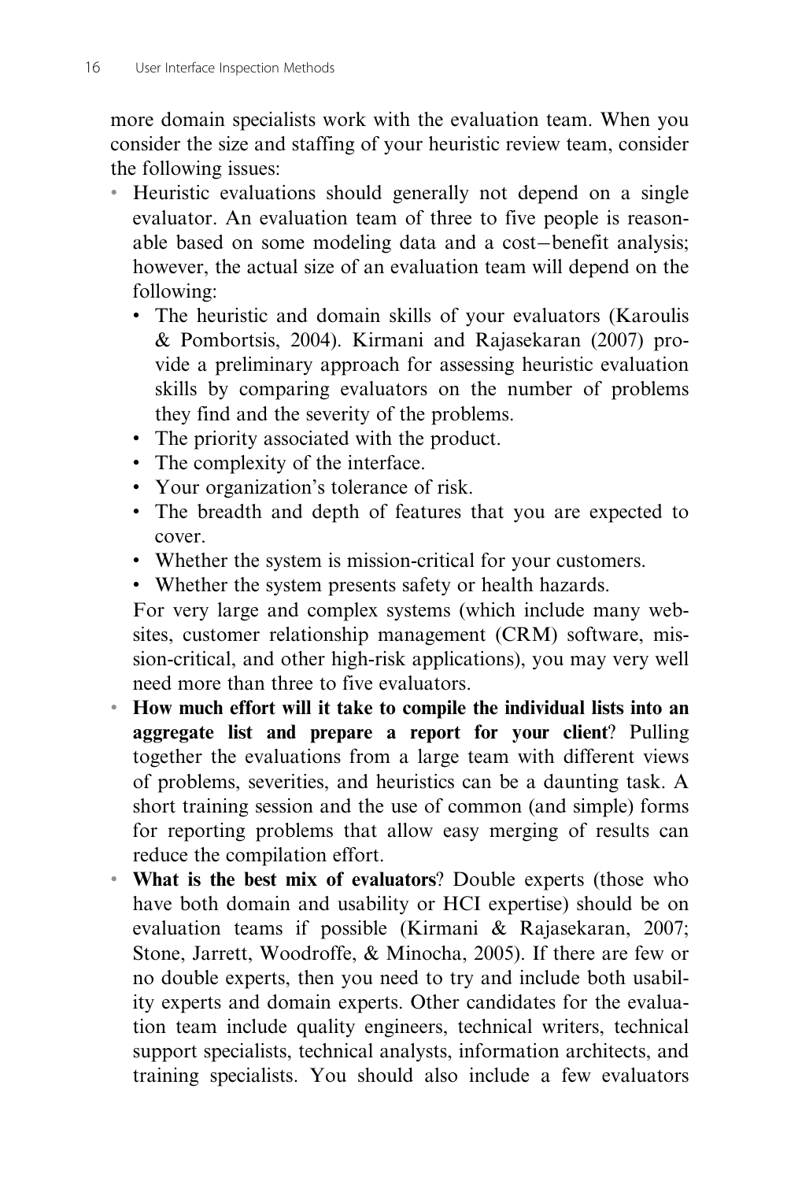more domain specialists work with the evaluation team. When you consider the size and staffing of your heuristic review team, consider the following issues:

- Heuristic evaluations should generally not depend on a single evaluator. An evaluation team of three to five people is reasonable based on some modeling data and a cost−benefit analysis; however, the actual size of an evaluation team will depend on the following:
  - The heuristic and domain skills of your evaluators (Karoulis & Pombortsis, 2004). Kirmani and Rajasekaran (2007) provide a preliminary approach for assessing heuristic evaluation skills by comparing evaluators on the number of problems they find and the severity of the problems.
  - The priority associated with the product.
  - The complexity of the interface.
  - Your organization's tolerance of risk.
  - The breadth and depth of features that you are expected to cover.
  - Whether the system is mission-critical for your customers.
  - Whether the system presents safety or health hazards.

  For very large and complex systems (which include many websites, customer relationship management (CRM) software, mission-critical, and other high-risk applications), you may very well need more than three to five evaluators.
- **How much effort will it take to compile the individual lists into an aggregate list and prepare a report for your client**? Pulling together the evaluations from a large team with different views of problems, severities, and heuristics can be a daunting task. A short training session and the use of common (and simple) forms for reporting problems that allow easy merging of results can reduce the compilation effort.
- **What is the best mix of evaluators**? Double experts (those who have both domain and usability or HCI expertise) should be on evaluation teams if possible (Kirmani & Rajasekaran, 2007; Stone, Jarrett, Woodroffe, & Minocha, 2005). If there are few or no double experts, then you need to try and include both usability experts and domain experts. Other candidates for the evaluation team include quality engineers, technical writers, technical support specialists, technical analysts, information architects, and training specialists. You should also include a few evaluators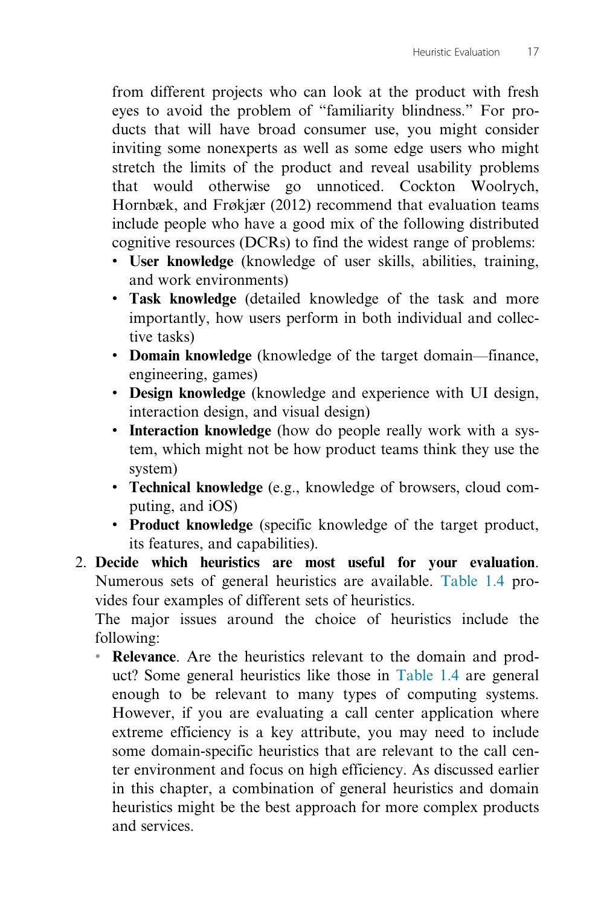from different projects who can look at the product with fresh eyes to avoid the problem of "familiarity blindness." For products that will have broad consumer use, you might consider inviting some nonexperts as well as some edge users who might stretch the limits of the product and reveal usability problems that would otherwise go unnoticed. Cockton Woolrych, Hornbæk, and Frøkjær (2012) recommend that evaluation teams include people who have a good mix of the following distributed cognitive resources (DCRs) to find the widest range of problems:

- **User knowledge** (knowledge of user skills, abilities, training, and work environments)
- **Task knowledge** (detailed knowledge of the task and more importantly, how users perform in both individual and collective tasks)
- **Domain knowledge** (knowledge of the target domain—finance, engineering, games)
- **Design knowledge** (knowledge and experience with UI design, interaction design, and visual design)
- **Interaction knowledge** (how do people really work with a system, which might not be how product teams think they use the system)
- **Technical knowledge** (e.g., knowledge of browsers, cloud computing, and iOS)
- **Product knowledge** (specific knowledge of the target product, its features, and capabilities).

2. **Decide which heuristics are most useful for your evaluation**. Numerous sets of general heuristics are available. Table 1.4 provides four examples of different sets of heuristics.

   The major issues around the choice of heuristics include the following:

   - **Relevance**. Are the heuristics relevant to the domain and product? Some general heuristics like those in Table 1.4 are general enough to be relevant to many types of computing systems. However, if you are evaluating a call center application where extreme efficiency is a key attribute, you may need to include some domain-specific heuristics that are relevant to the call center environment and focus on high efficiency. As discussed earlier in this chapter, a combination of general heuristics and domain heuristics might be the best approach for more complex products and services.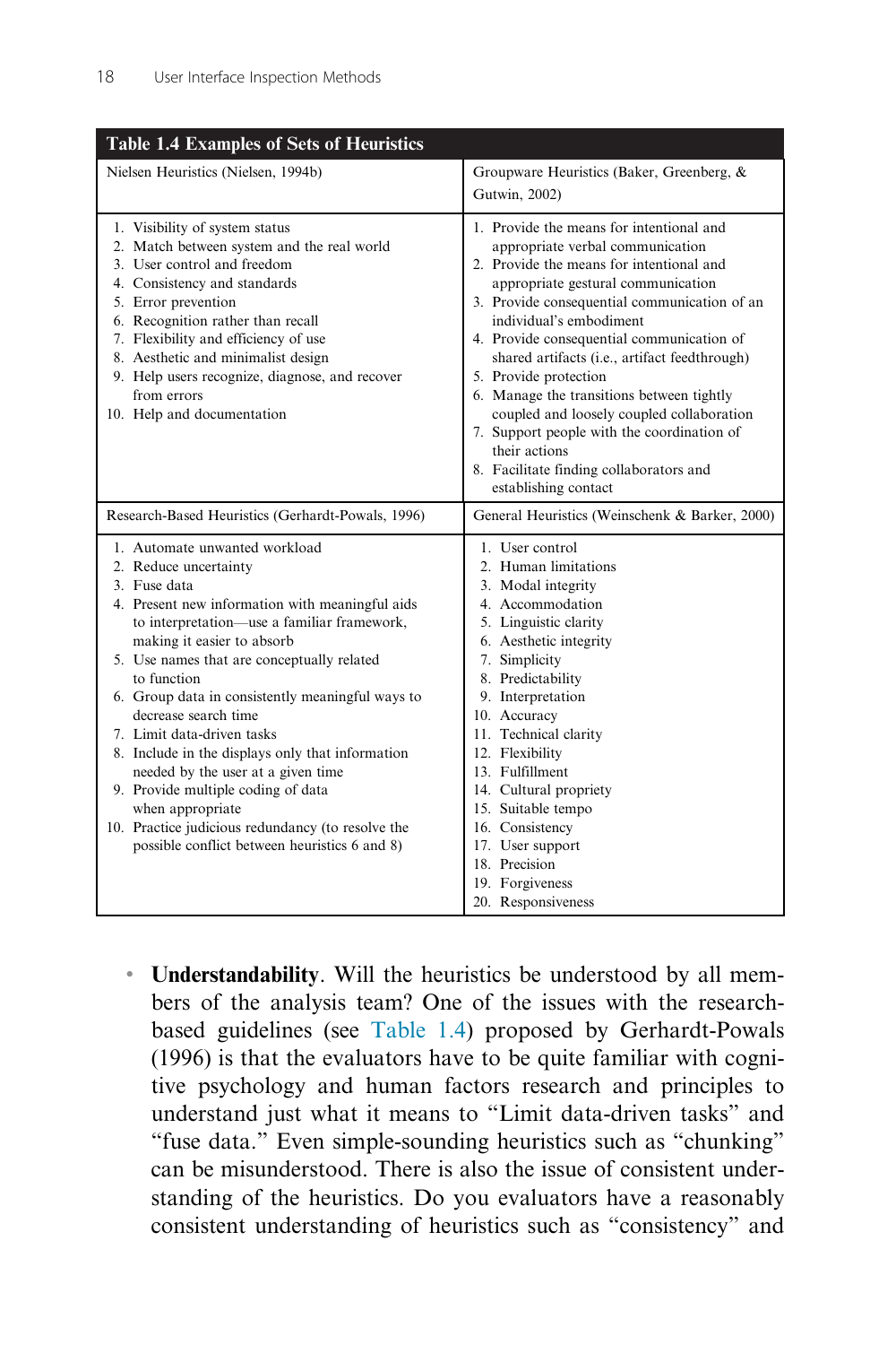**Table 1.4 Examples of Sets of Heuristics**

| Nielsen Heuristics (Nielsen, 1994b) | Groupware Heuristics (Baker, Greenberg, & Gutwin, 2002) |
|---|---|
| 1. Visibility of system status<br>2. Match between system and the real world<br>3. User control and freedom<br>4. Consistency and standards<br>5. Error prevention<br>6. Recognition rather than recall<br>7. Flexibility and efficiency of use<br>8. Aesthetic and minimalist design<br>9. Help users recognize, diagnose, and recover from errors<br>10. Help and documentation | 1. Provide the means for intentional and appropriate verbal communication<br>2. Provide the means for intentional and appropriate gestural communication<br>3. Provide consequential communication of an individual's embodiment<br>4. Provide consequential communication of shared artifacts (i.e., artifact feedthrough)<br>5. Provide protection<br>6. Manage the transitions between tightly coupled and loosely coupled collaboration<br>7. Support people with the coordination of their actions<br>8. Facilitate finding collaborators and establishing contact |
| **Research-Based Heuristics (Gerhardt-Powals, 1996)** | **General Heuristics (Weinschenk & Barker, 2000)** |
| 1. Automate unwanted workload<br>2. Reduce uncertainty<br>3. Fuse data<br>4. Present new information with meaningful aids to interpretation—use a familiar framework, making it easier to absorb<br>5. Use names that are conceptually related to function<br>6. Group data in consistently meaningful ways to decrease search time<br>7. Limit data-driven tasks<br>8. Include in the displays only that information needed by the user at a given time<br>9. Provide multiple coding of data when appropriate<br>10. Practice judicious redundancy (to resolve the possible conflict between heuristics 6 and 8) | 1. User control<br>2. Human limitations<br>3. Modal integrity<br>4. Accommodation<br>5. Linguistic clarity<br>6. Aesthetic integrity<br>7. Simplicity<br>8. Predictability<br>9. Interpretation<br>10. Accuracy<br>11. Technical clarity<br>12. Flexibility<br>13. Fulfillment<br>14. Cultural propriety<br>15. Suitable tempo<br>16. Consistency<br>17. User support<br>18. Precision<br>19. Forgiveness<br>20. Responsiveness |

- **Understandability**. Will the heuristics be understood by all members of the analysis team? One of the issues with the research-based guidelines (see Table 1.4) proposed by Gerhardt-Powals (1996) is that the evaluators have to be quite familiar with cognitive psychology and human factors research and principles to understand just what it means to "Limit data-driven tasks" and "fuse data." Even simple-sounding heuristics such as "chunking" can be misunderstood. There is also the issue of consistent understanding of the heuristics. Do you evaluators have a reasonably consistent understanding of heuristics such as "consistency" and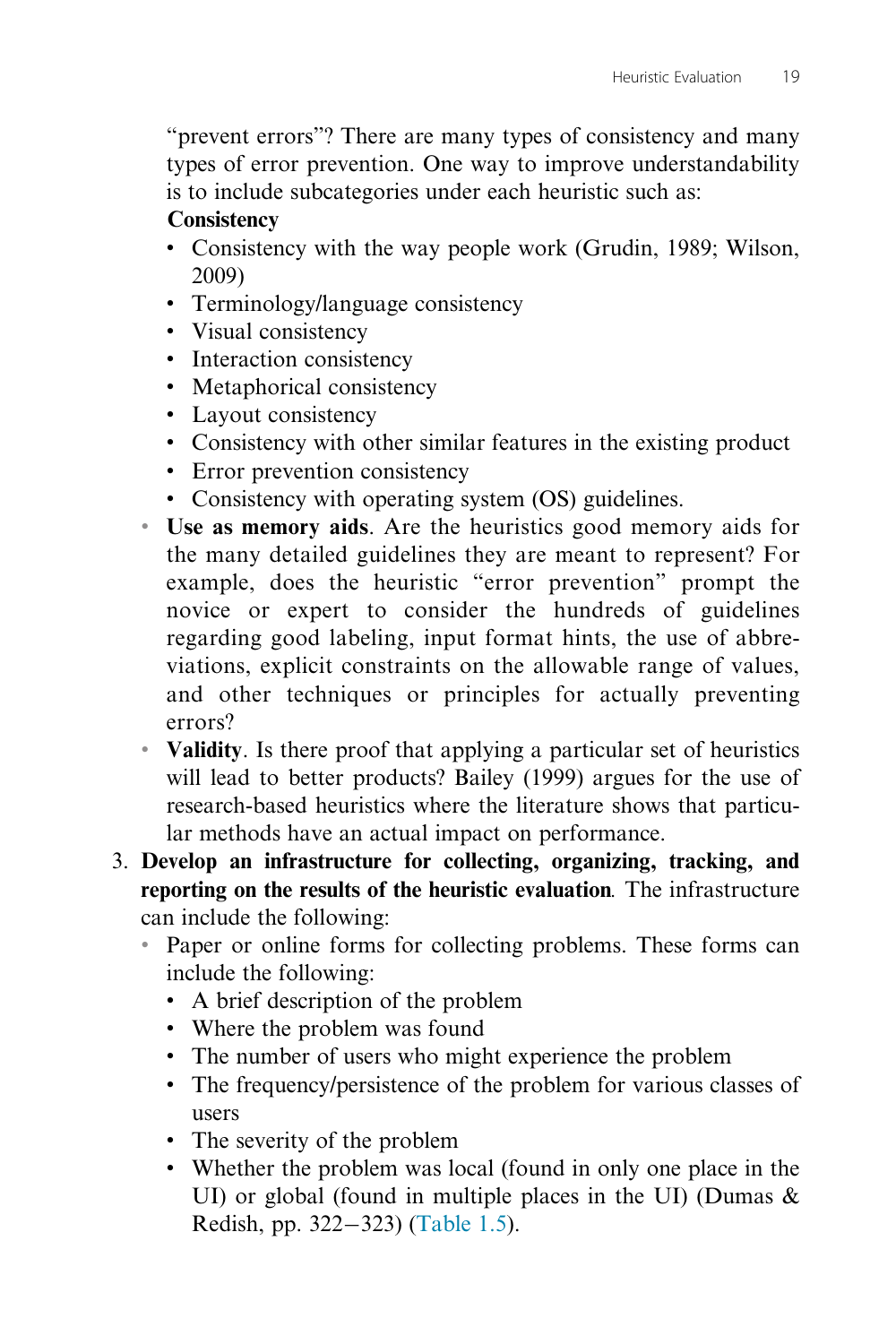"prevent errors"? There are many types of consistency and many types of error prevention. One way to improve understandability is to include subcategories under each heuristic such as:

**Consistency**

- Consistency with the way people work (Grudin, 1989; Wilson, 2009)
- Terminology/language consistency
- Visual consistency
- Interaction consistency
- Metaphorical consistency
- Layout consistency
- Consistency with other similar features in the existing product
- Error prevention consistency
- Consistency with operating system (OS) guidelines.

- **Use as memory aids**. Are the heuristics good memory aids for the many detailed guidelines they are meant to represent? For example, does the heuristic "error prevention" prompt the novice or expert to consider the hundreds of guidelines regarding good labeling, input format hints, the use of abbreviations, explicit constraints on the allowable range of values, and other techniques or principles for actually preventing errors?
- **Validity**. Is there proof that applying a particular set of heuristics will lead to better products? Bailey (1999) argues for the use of research-based heuristics where the literature shows that particular methods have an actual impact on performance.

3. **Develop an infrastructure for collecting, organizing, tracking, and reporting on the results of the heuristic evaluation**. The infrastructure can include the following:
   - Paper or online forms for collecting problems. These forms can include the following:
     - A brief description of the problem
     - Where the problem was found
     - The number of users who might experience the problem
     - The frequency/persistence of the problem for various classes of users
     - The severity of the problem
     - Whether the problem was local (found in only one place in the UI) or global (found in multiple places in the UI) (Dumas & Redish, pp. 322−323) (Table 1.5).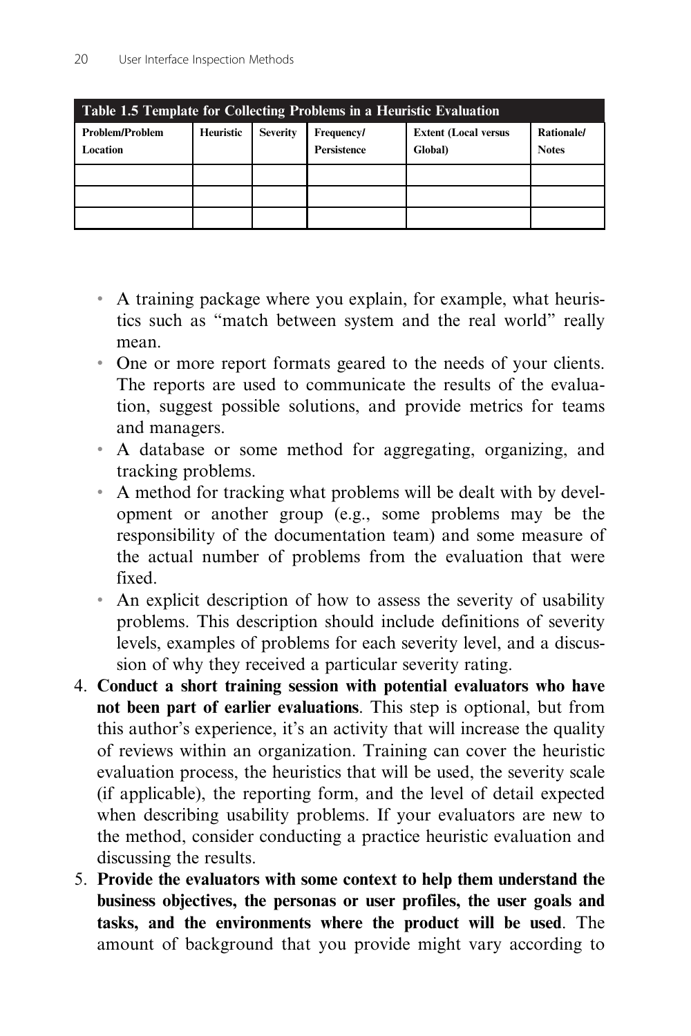**Table 1.5 Template for Collecting Problems in a Heuristic Evaluation**

| Problem/Problem Location | Heuristic | Severity | Frequency/ Persistence | Extent (Local versus Global) | Rationale/ Notes |
|---|---|---|---|---|---|
| | | | | | |
| | | | | | |
| | | | | | |

- A training package where you explain, for example, what heuristics such as "match between system and the real world" really mean.
- One or more report formats geared to the needs of your clients. The reports are used to communicate the results of the evaluation, suggest possible solutions, and provide metrics for teams and managers.
- A database or some method for aggregating, organizing, and tracking problems.
- A method for tracking what problems will be dealt with by development or another group (e.g., some problems may be the responsibility of the documentation team) and some measure of the actual number of problems from the evaluation that were fixed.
- An explicit description of how to assess the severity of usability problems. This description should include definitions of severity levels, examples of problems for each severity level, and a discussion of why they received a particular severity rating.

4. **Conduct a short training session with potential evaluators who have not been part of earlier evaluations**. This step is optional, but from this author's experience, it's an activity that will increase the quality of reviews within an organization. Training can cover the heuristic evaluation process, the heuristics that will be used, the severity scale (if applicable), the reporting form, and the level of detail expected when describing usability problems. If your evaluators are new to the method, consider conducting a practice heuristic evaluation and discussing the results.
5. **Provide the evaluators with some context to help them understand the business objectives, the personas or user profiles, the user goals and tasks, and the environments where the product will be used**. The amount of background that you provide might vary according to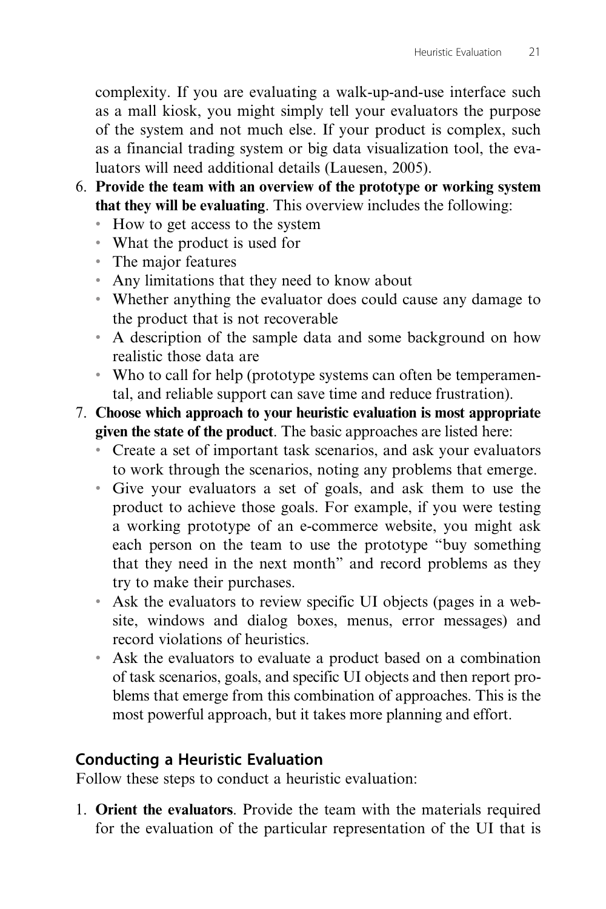complexity. If you are evaluating a walk-up-and-use interface such as a mall kiosk, you might simply tell your evaluators the purpose of the system and not much else. If your product is complex, such as a financial trading system or big data visualization tool, the evaluators will need additional details (Lauesen, 2005).

6. **Provide the team with an overview of the prototype or working system that they will be evaluating**. This overview includes the following:
   - How to get access to the system
   - What the product is used for
   - The major features
   - Any limitations that they need to know about
   - Whether anything the evaluator does could cause any damage to the product that is not recoverable
   - A description of the sample data and some background on how realistic those data are
   - Who to call for help (prototype systems can often be temperamental, and reliable support can save time and reduce frustration).
7. **Choose which approach to your heuristic evaluation is most appropriate given the state of the product**. The basic approaches are listed here:
   - Create a set of important task scenarios, and ask your evaluators to work through the scenarios, noting any problems that emerge.
   - Give your evaluators a set of goals, and ask them to use the product to achieve those goals. For example, if you were testing a working prototype of an e-commerce website, you might ask each person on the team to use the prototype "buy something that they need in the next month" and record problems as they try to make their purchases.
   - Ask the evaluators to review specific UI objects (pages in a website, windows and dialog boxes, menus, error messages) and record violations of heuristics.
   - Ask the evaluators to evaluate a product based on a combination of task scenarios, goals, and specific UI objects and then report problems that emerge from this combination of approaches. This is the most powerful approach, but it takes more planning and effort.

## Conducting a Heuristic Evaluation

Follow these steps to conduct a heuristic evaluation:

1. **Orient the evaluators**. Provide the team with the materials required for the evaluation of the particular representation of the UI that is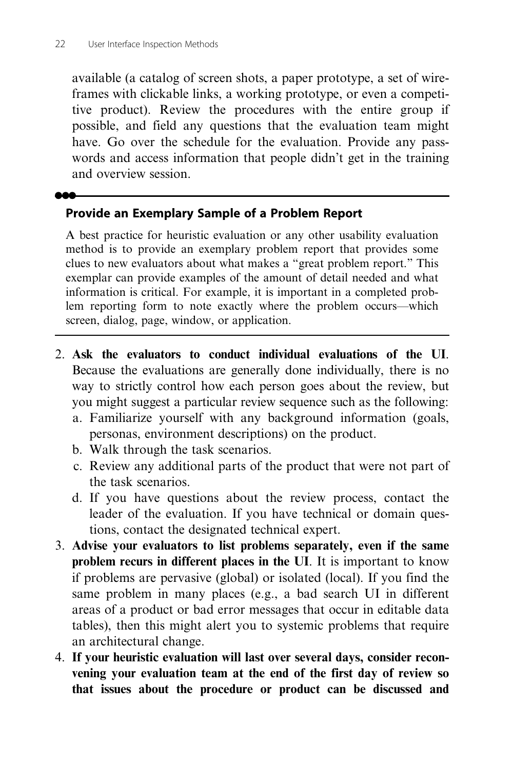available (a catalog of screen shots, a paper prototype, a set of wireframes with clickable links, a working prototype, or even a competitive product). Review the procedures with the entire group if possible, and field any questions that the evaluation team might have. Go over the schedule for the evaluation. Provide any passwords and access information that people didn't get in the training and overview session.

---

### Provide an Exemplary Sample of a Problem Report

A best practice for heuristic evaluation or any other usability evaluation method is to provide an exemplary problem report that provides some clues to new evaluators about what makes a "great problem report." This exemplar can provide examples of the amount of detail needed and what information is critical. For example, it is important in a completed problem reporting form to note exactly where the problem occurs—which screen, dialog, page, window, or application.

---

2. **Ask the evaluators to conduct individual evaluations of the UI**. Because the evaluations are generally done individually, there is no way to strictly control how each person goes about the review, but you might suggest a particular review sequence such as the following:
   a. Familiarize yourself with any background information (goals, personas, environment descriptions) on the product.
   b. Walk through the task scenarios.
   c. Review any additional parts of the product that were not part of the task scenarios.
   d. If you have questions about the review process, contact the leader of the evaluation. If you have technical or domain questions, contact the designated technical expert.
3. **Advise your evaluators to list problems separately, even if the same problem recurs in different places in the UI**. It is important to know if problems are pervasive (global) or isolated (local). If you find the same problem in many places (e.g., a bad search UI in different areas of a product or bad error messages that occur in editable data tables), then this might alert you to systemic problems that require an architectural change.
4. **If your heuristic evaluation will last over several days, consider reconvening your evaluation team at the end of the first day of review so that issues about the procedure or product can be discussed and**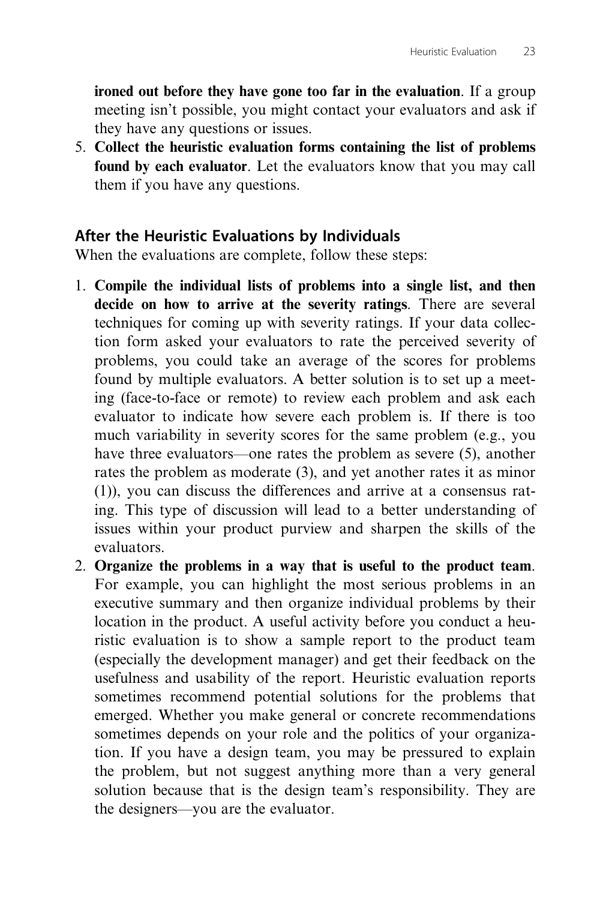**ironed out before they have gone too far in the evaluation**. If a group meeting isn't possible, you might contact your evaluators and ask if they have any questions or issues.

5. **Collect the heuristic evaluation forms containing the list of problems found by each evaluator**. Let the evaluators know that you may call them if you have any questions.

### After the Heuristic Evaluations by Individuals

When the evaluations are complete, follow these steps:

1. **Compile the individual lists of problems into a single list, and then decide on how to arrive at the severity ratings**. There are several techniques for coming up with severity ratings. If your data collection form asked your evaluators to rate the perceived severity of problems, you could take an average of the scores for problems found by multiple evaluators. A better solution is to set up a meeting (face-to-face or remote) to review each problem and ask each evaluator to indicate how severe each problem is. If there is too much variability in severity scores for the same problem (e.g., you have three evaluators—one rates the problem as severe (5), another rates the problem as moderate (3), and yet another rates it as minor (1)), you can discuss the differences and arrive at a consensus rating. This type of discussion will lead to a better understanding of issues within your product purview and sharpen the skills of the evaluators.
2. **Organize the problems in a way that is useful to the product team**. For example, you can highlight the most serious problems in an executive summary and then organize individual problems by their location in the product. A useful activity before you conduct a heuristic evaluation is to show a sample report to the product team (especially the development manager) and get their feedback on the usefulness and usability of the report. Heuristic evaluation reports sometimes recommend potential solutions for the problems that emerged. Whether you make general or concrete recommendations sometimes depends on your role and the politics of your organization. If you have a design team, you may be pressured to explain the problem, but not suggest anything more than a very general solution because that is the design team's responsibility. They are the designers—you are the evaluator.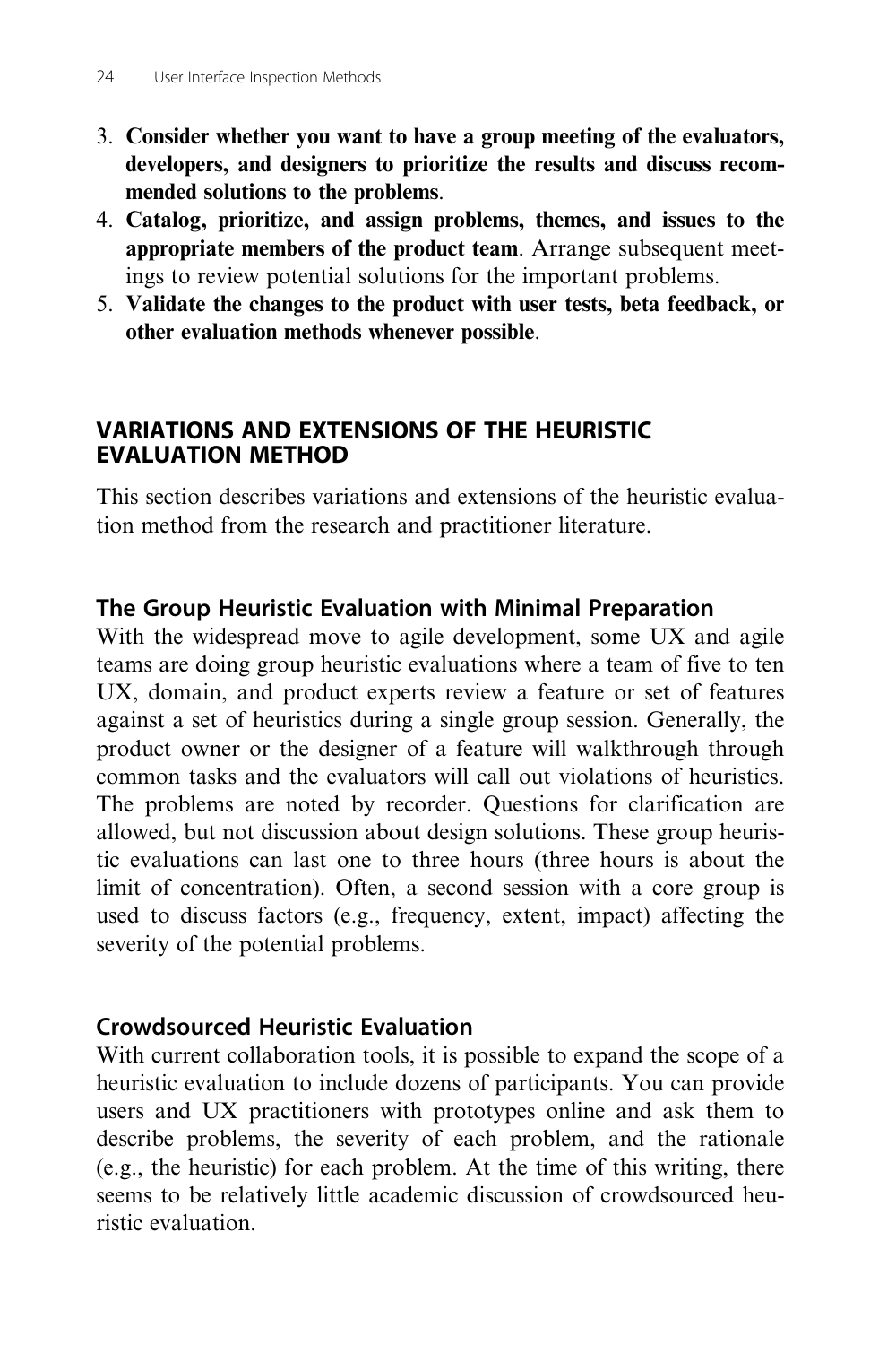3. **Consider whether you want to have a group meeting of the evaluators, developers, and designers to prioritize the results and discuss recommended solutions to the problems**.
4. **Catalog, prioritize, and assign problems, themes, and issues to the appropriate members of the product team**. Arrange subsequent meetings to review potential solutions for the important problems.
5. **Validate the changes to the product with user tests, beta feedback, or other evaluation methods whenever possible**.

## VARIATIONS AND EXTENSIONS OF THE HEURISTIC EVALUATION METHOD

This section describes variations and extensions of the heuristic evaluation method from the research and practitioner literature.

### The Group Heuristic Evaluation with Minimal Preparation

With the widespread move to agile development, some UX and agile teams are doing group heuristic evaluations where a team of five to ten UX, domain, and product experts review a feature or set of features against a set of heuristics during a single group session. Generally, the product owner or the designer of a feature will walkthrough through common tasks and the evaluators will call out violations of heuristics. The problems are noted by recorder. Questions for clarification are allowed, but not discussion about design solutions. These group heuristic evaluations can last one to three hours (three hours is about the limit of concentration). Often, a second session with a core group is used to discuss factors (e.g., frequency, extent, impact) affecting the severity of the potential problems.

### Crowdsourced Heuristic Evaluation

With current collaboration tools, it is possible to expand the scope of a heuristic evaluation to include dozens of participants. You can provide users and UX practitioners with prototypes online and ask them to describe problems, the severity of each problem, and the rationale (e.g., the heuristic) for each problem. At the time of this writing, there seems to be relatively little academic discussion of crowdsourced heuristic evaluation.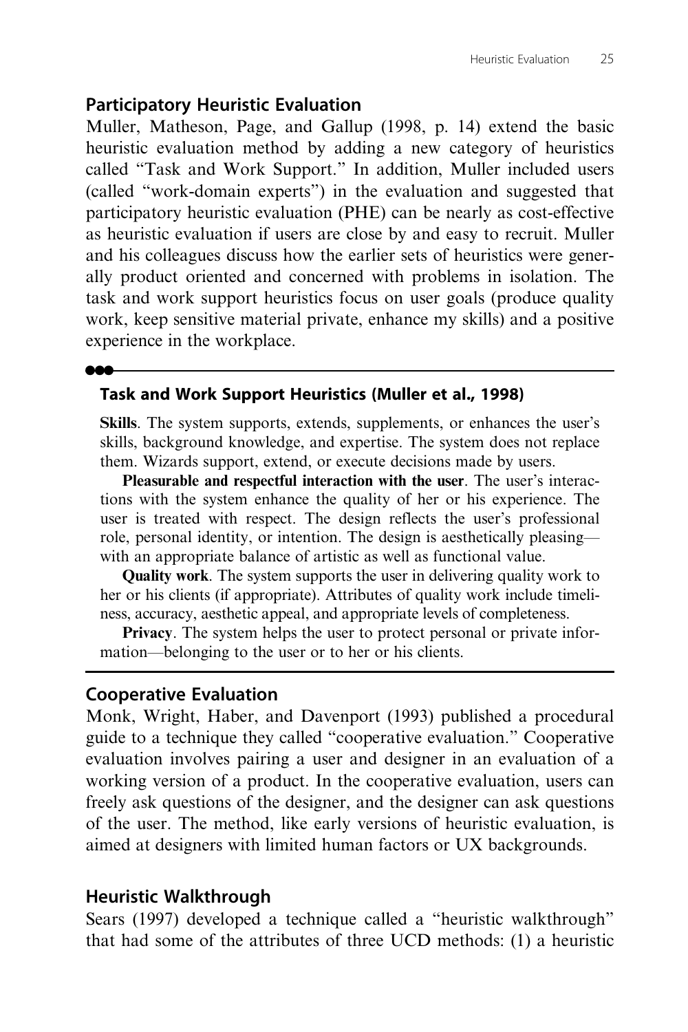## Participatory Heuristic Evaluation

Muller, Matheson, Page, and Gallup (1998, p. 14) extend the basic heuristic evaluation method by adding a new category of heuristics called "Task and Work Support." In addition, Muller included users (called "work-domain experts") in the evaluation and suggested that participatory heuristic evaluation (PHE) can be nearly as cost-effective as heuristic evaluation if users are close by and easy to recruit. Muller and his colleagues discuss how the earlier sets of heuristics were generally product oriented and concerned with problems in isolation. The task and work support heuristics focus on user goals (produce quality work, keep sensitive material private, enhance my skills) and a positive experience in the workplace.

---

### Task and Work Support Heuristics (Muller et al., 1998)

**Skills**. The system supports, extends, supplements, or enhances the user's skills, background knowledge, and expertise. The system does not replace them. Wizards support, extend, or execute decisions made by users.

**Pleasurable and respectful interaction with the user**. The user's interactions with the system enhance the quality of her or his experience. The user is treated with respect. The design reflects the user's professional role, personal identity, or intention. The design is aesthetically pleasing—with an appropriate balance of artistic as well as functional value.

**Quality work**. The system supports the user in delivering quality work to her or his clients (if appropriate). Attributes of quality work include timeliness, accuracy, aesthetic appeal, and appropriate levels of completeness.

**Privacy**. The system helps the user to protect personal or private information—belonging to the user or to her or his clients.

---

## Cooperative Evaluation

Monk, Wright, Haber, and Davenport (1993) published a procedural guide to a technique they called "cooperative evaluation." Cooperative evaluation involves pairing a user and designer in an evaluation of a working version of a product. In the cooperative evaluation, users can freely ask questions of the designer, and the designer can ask questions of the user. The method, like early versions of heuristic evaluation, is aimed at designers with limited human factors or UX backgrounds.

## Heuristic Walkthrough

Sears (1997) developed a technique called a "heuristic walkthrough" that had some of the attributes of three UCD methods: (1) a heuristic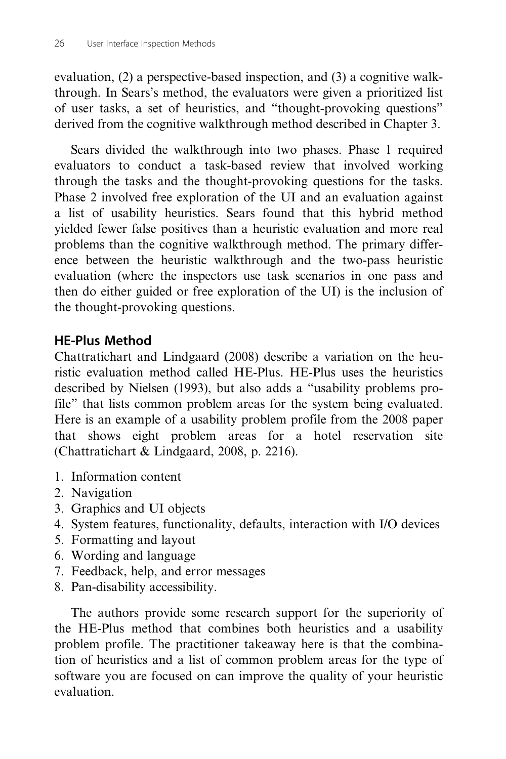evaluation, (2) a perspective-based inspection, and (3) a cognitive walkthrough. In Sears's method, the evaluators were given a prioritized list of user tasks, a set of heuristics, and "thought-provoking questions" derived from the cognitive walkthrough method described in Chapter 3.

Sears divided the walkthrough into two phases. Phase 1 required evaluators to conduct a task-based review that involved working through the tasks and the thought-provoking questions for the tasks. Phase 2 involved free exploration of the UI and an evaluation against a list of usability heuristics. Sears found that this hybrid method yielded fewer false positives than a heuristic evaluation and more real problems than the cognitive walkthrough method. The primary difference between the heuristic walkthrough and the two-pass heuristic evaluation (where the inspectors use task scenarios in one pass and then do either guided or free exploration of the UI) is the inclusion of the thought-provoking questions.

### HE-Plus Method

Chattratichart and Lindgaard (2008) describe a variation on the heuristic evaluation method called HE-Plus. HE-Plus uses the heuristics described by Nielsen (1993), but also adds a "usability problems profile" that lists common problem areas for the system being evaluated. Here is an example of a usability problem profile from the 2008 paper that shows eight problem areas for a hotel reservation site (Chattratichart & Lindgaard, 2008, p. 2216).

1. Information content
2. Navigation
3. Graphics and UI objects
4. System features, functionality, defaults, interaction with I/O devices
5. Formatting and layout
6. Wording and language
7. Feedback, help, and error messages
8. Pan-disability accessibility.

The authors provide some research support for the superiority of the HE-Plus method that combines both heuristics and a usability problem profile. The practitioner takeaway here is that the combination of heuristics and a list of common problem areas for the type of software you are focused on can improve the quality of your heuristic evaluation.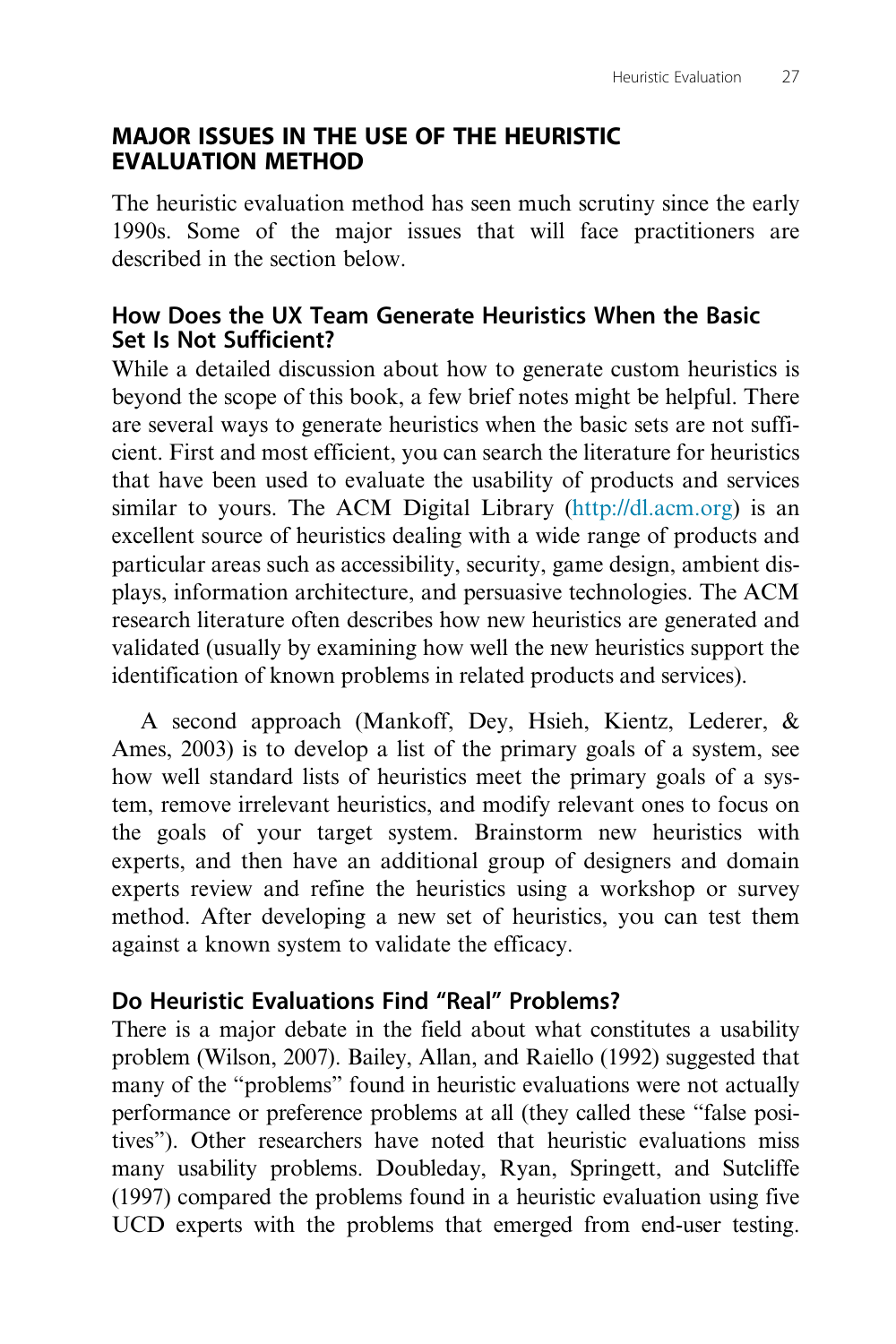## MAJOR ISSUES IN THE USE OF THE HEURISTIC EVALUATION METHOD

The heuristic evaluation method has seen much scrutiny since the early 1990s. Some of the major issues that will face practitioners are described in the section below.

### How Does the UX Team Generate Heuristics When the Basic Set Is Not Sufficient?

While a detailed discussion about how to generate custom heuristics is beyond the scope of this book, a few brief notes might be helpful. There are several ways to generate heuristics when the basic sets are not sufficient. First and most efficient, you can search the literature for heuristics that have been used to evaluate the usability of products and services similar to yours. The ACM Digital Library (http://dl.acm.org) is an excellent source of heuristics dealing with a wide range of products and particular areas such as accessibility, security, game design, ambient displays, information architecture, and persuasive technologies. The ACM research literature often describes how new heuristics are generated and validated (usually by examining how well the new heuristics support the identification of known problems in related products and services).

A second approach (Mankoff, Dey, Hsieh, Kientz, Lederer, & Ames, 2003) is to develop a list of the primary goals of a system, see how well standard lists of heuristics meet the primary goals of a system, remove irrelevant heuristics, and modify relevant ones to focus on the goals of your target system. Brainstorm new heuristics with experts, and then have an additional group of designers and domain experts review and refine the heuristics using a workshop or survey method. After developing a new set of heuristics, you can test them against a known system to validate the efficacy.

### Do Heuristic Evaluations Find "Real" Problems?

There is a major debate in the field about what constitutes a usability problem (Wilson, 2007). Bailey, Allan, and Raiello (1992) suggested that many of the "problems" found in heuristic evaluations were not actually performance or preference problems at all (they called these "false positives"). Other researchers have noted that heuristic evaluations miss many usability problems. Doubleday, Ryan, Springett, and Sutcliffe (1997) compared the problems found in a heuristic evaluation using five UCD experts with the problems that emerged from end-user testing.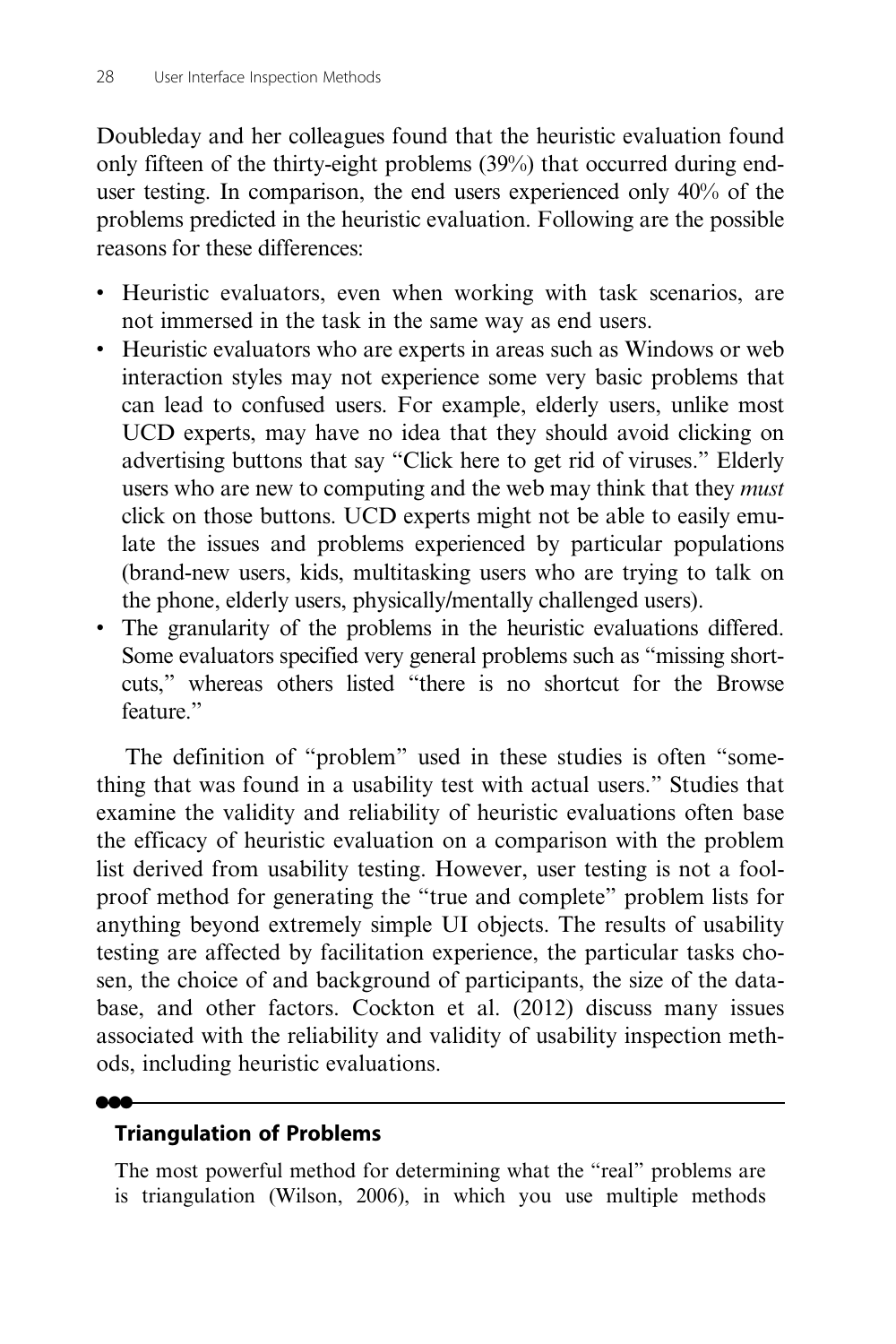Doubleday and her colleagues found that the heuristic evaluation found only fifteen of the thirty-eight problems (39%) that occurred during end-user testing. In comparison, the end users experienced only 40% of the problems predicted in the heuristic evaluation. Following are the possible reasons for these differences:

- Heuristic evaluators, even when working with task scenarios, are not immersed in the task in the same way as end users.
- Heuristic evaluators who are experts in areas such as Windows or web interaction styles may not experience some very basic problems that can lead to confused users. For example, elderly users, unlike most UCD experts, may have no idea that they should avoid clicking on advertising buttons that say "Click here to get rid of viruses." Elderly users who are new to computing and the web may think that they *must* click on those buttons. UCD experts might not be able to easily emulate the issues and problems experienced by particular populations (brand-new users, kids, multitasking users who are trying to talk on the phone, elderly users, physically/mentally challenged users).
- The granularity of the problems in the heuristic evaluations differed. Some evaluators specified very general problems such as "missing shortcuts," whereas others listed "there is no shortcut for the Browse feature."

The definition of "problem" used in these studies is often "something that was found in a usability test with actual users." Studies that examine the validity and reliability of heuristic evaluations often base the efficacy of heuristic evaluation on a comparison with the problem list derived from usability testing. However, user testing is not a foolproof method for generating the "true and complete" problem lists for anything beyond extremely simple UI objects. The results of usability testing are affected by facilitation experience, the particular tasks chosen, the choice of and background of participants, the size of the database, and other factors. Cockton et al. (2012) discuss many issues associated with the reliability and validity of usability inspection methods, including heuristic evaluations.

---

### Triangulation of Problems

The most powerful method for determining what the "real" problems are is triangulation (Wilson, 2006), in which you use multiple methods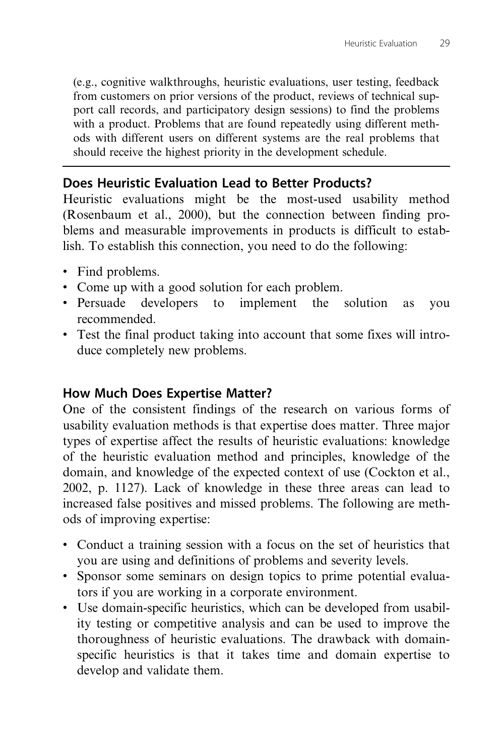(e.g., cognitive walkthroughs, heuristic evaluations, user testing, feedback from customers on prior versions of the product, reviews of technical support call records, and participatory design sessions) to find the problems with a product. Problems that are found repeatedly using different methods with different users on different systems are the real problems that should receive the highest priority in the development schedule.

---

## Does Heuristic Evaluation Lead to Better Products?

Heuristic evaluations might be the most-used usability method (Rosenbaum et al., 2000), but the connection between finding problems and measurable improvements in products is difficult to establish. To establish this connection, you need to do the following:

- Find problems.
- Come up with a good solution for each problem.
- Persuade developers to implement the solution as you recommended.
- Test the final product taking into account that some fixes will introduce completely new problems.

## How Much Does Expertise Matter?

One of the consistent findings of the research on various forms of usability evaluation methods is that expertise does matter. Three major types of expertise affect the results of heuristic evaluations: knowledge of the heuristic evaluation method and principles, knowledge of the domain, and knowledge of the expected context of use (Cockton et al., 2002, p. 1127). Lack of knowledge in these three areas can lead to increased false positives and missed problems. The following are methods of improving expertise:

- Conduct a training session with a focus on the set of heuristics that you are using and definitions of problems and severity levels.
- Sponsor some seminars on design topics to prime potential evaluators if you are working in a corporate environment.
- Use domain-specific heuristics, which can be developed from usability testing or competitive analysis and can be used to improve the thoroughness of heuristic evaluations. The drawback with domain-specific heuristics is that it takes time and domain expertise to develop and validate them.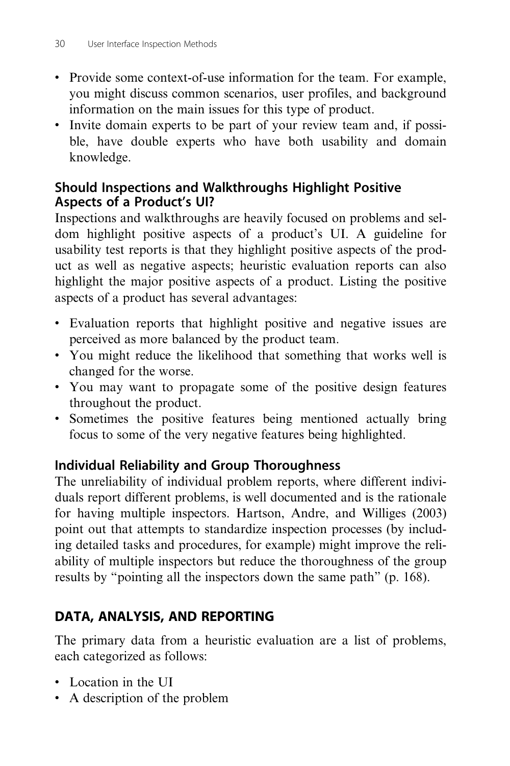- Provide some context-of-use information for the team. For example, you might discuss common scenarios, user profiles, and background information on the main issues for this type of product.
- Invite domain experts to be part of your review team and, if possible, have double experts who have both usability and domain knowledge.

### Should Inspections and Walkthroughs Highlight Positive Aspects of a Product's UI?

Inspections and walkthroughs are heavily focused on problems and seldom highlight positive aspects of a product's UI. A guideline for usability test reports is that they highlight positive aspects of the product as well as negative aspects; heuristic evaluation reports can also highlight the major positive aspects of a product. Listing the positive aspects of a product has several advantages:

- Evaluation reports that highlight positive and negative issues are perceived as more balanced by the product team.
- You might reduce the likelihood that something that works well is changed for the worse.
- You may want to propagate some of the positive design features throughout the product.
- Sometimes the positive features being mentioned actually bring focus to some of the very negative features being highlighted.

### Individual Reliability and Group Thoroughness

The unreliability of individual problem reports, where different individuals report different problems, is well documented and is the rationale for having multiple inspectors. Hartson, Andre, and Williges (2003) point out that attempts to standardize inspection processes (by including detailed tasks and procedures, for example) might improve the reliability of multiple inspectors but reduce the thoroughness of the group results by "pointing all the inspectors down the same path" (p. 168).

## DATA, ANALYSIS, AND REPORTING

The primary data from a heuristic evaluation are a list of problems, each categorized as follows:

- Location in the UI
- A description of the problem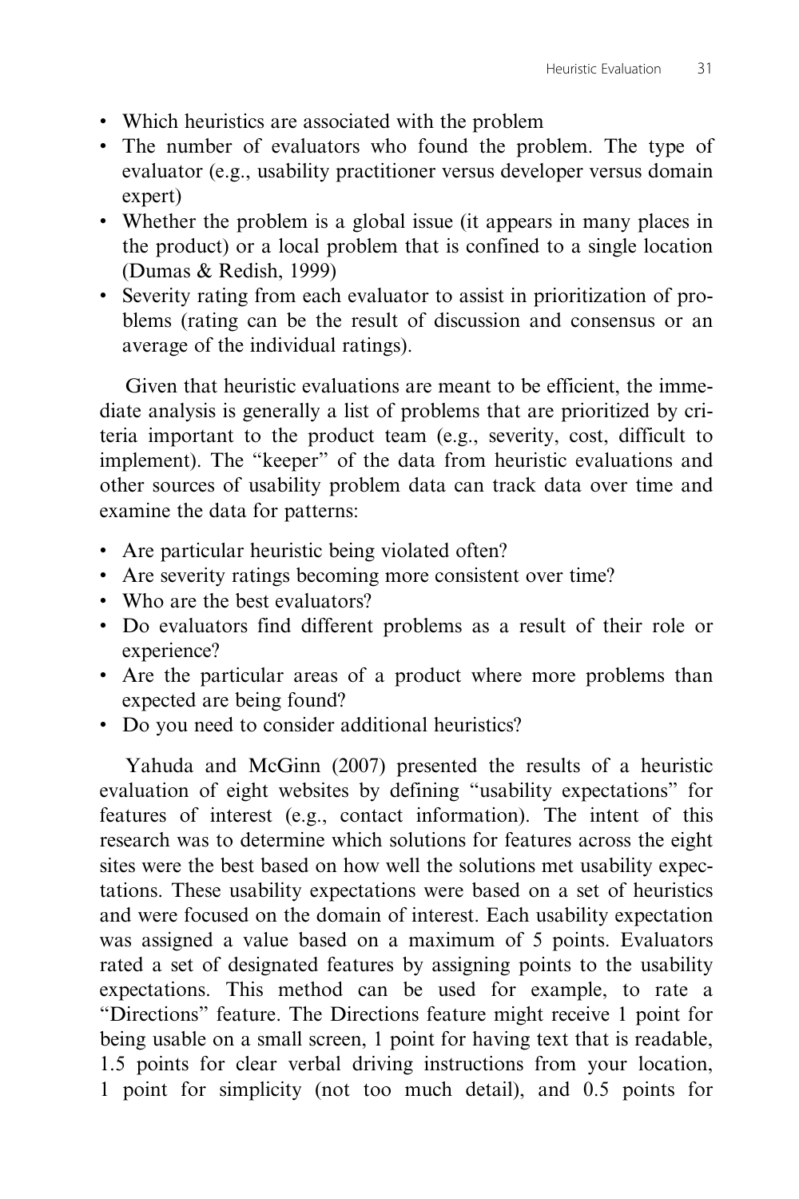- Which heuristics are associated with the problem
- The number of evaluators who found the problem. The type of evaluator (e.g., usability practitioner versus developer versus domain expert)
- Whether the problem is a global issue (it appears in many places in the product) or a local problem that is confined to a single location (Dumas & Redish, 1999)
- Severity rating from each evaluator to assist in prioritization of problems (rating can be the result of discussion and consensus or an average of the individual ratings).

Given that heuristic evaluations are meant to be efficient, the immediate analysis is generally a list of problems that are prioritized by criteria important to the product team (e.g., severity, cost, difficult to implement). The "keeper" of the data from heuristic evaluations and other sources of usability problem data can track data over time and examine the data for patterns:

- Are particular heuristic being violated often?
- Are severity ratings becoming more consistent over time?
- Who are the best evaluators?
- Do evaluators find different problems as a result of their role or experience?
- Are the particular areas of a product where more problems than expected are being found?
- Do you need to consider additional heuristics?

Yahuda and McGinn (2007) presented the results of a heuristic evaluation of eight websites by defining "usability expectations" for features of interest (e.g., contact information). The intent of this research was to determine which solutions for features across the eight sites were the best based on how well the solutions met usability expectations. These usability expectations were based on a set of heuristics and were focused on the domain of interest. Each usability expectation was assigned a value based on a maximum of 5 points. Evaluators rated a set of designated features by assigning points to the usability expectations. This method can be used for example, to rate a "Directions" feature. The Directions feature might receive 1 point for being usable on a small screen, 1 point for having text that is readable, 1.5 points for clear verbal driving instructions from your location, 1 point for simplicity (not too much detail), and 0.5 points for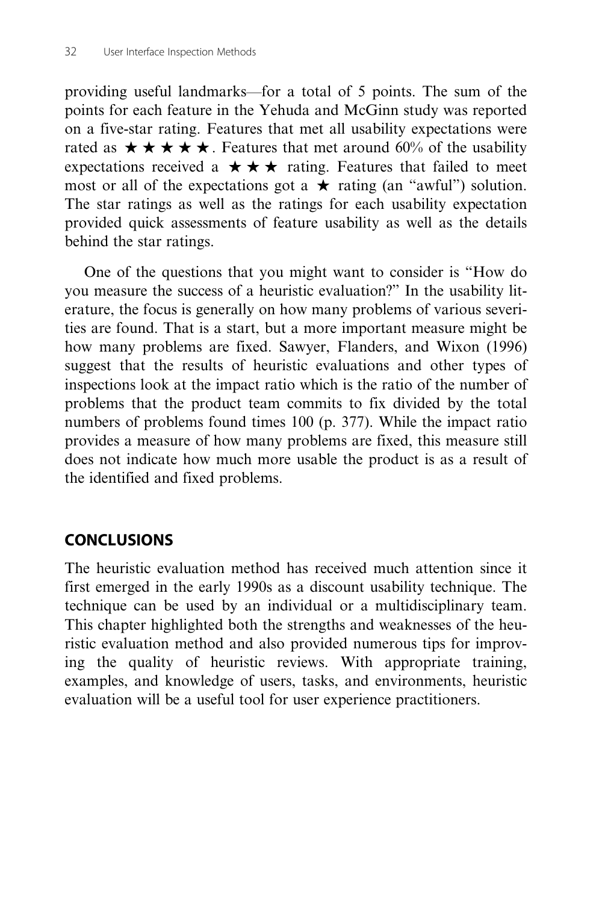providing useful landmarks—for a total of 5 points. The sum of the points for each feature in the Yehuda and McGinn study was reported on a five-star rating. Features that met all usability expectations were rated as ★★★★★. Features that met around 60% of the usability expectations received a ★★★ rating. Features that failed to meet most or all of the expectations got a ★ rating (an "awful") solution. The star ratings as well as the ratings for each usability expectation provided quick assessments of feature usability as well as the details behind the star ratings.

One of the questions that you might want to consider is "How do you measure the success of a heuristic evaluation?" In the usability literature, the focus is generally on how many problems of various severities are found. That is a start, but a more important measure might be how many problems are fixed. Sawyer, Flanders, and Wixon (1996) suggest that the results of heuristic evaluations and other types of inspections look at the impact ratio which is the ratio of the number of problems that the product team commits to fix divided by the total numbers of problems found times 100 (p. 377). While the impact ratio provides a measure of how many problems are fixed, this measure still does not indicate how much more usable the product is as a result of the identified and fixed problems.

## CONCLUSIONS

The heuristic evaluation method has received much attention since it first emerged in the early 1990s as a discount usability technique. The technique can be used by an individual or a multidisciplinary team. This chapter highlighted both the strengths and weaknesses of the heuristic evaluation method and also provided numerous tips for improving the quality of heuristic reviews. With appropriate training, examples, and knowledge of users, tasks, and environments, heuristic evaluation will be a useful tool for user experience practitioners.